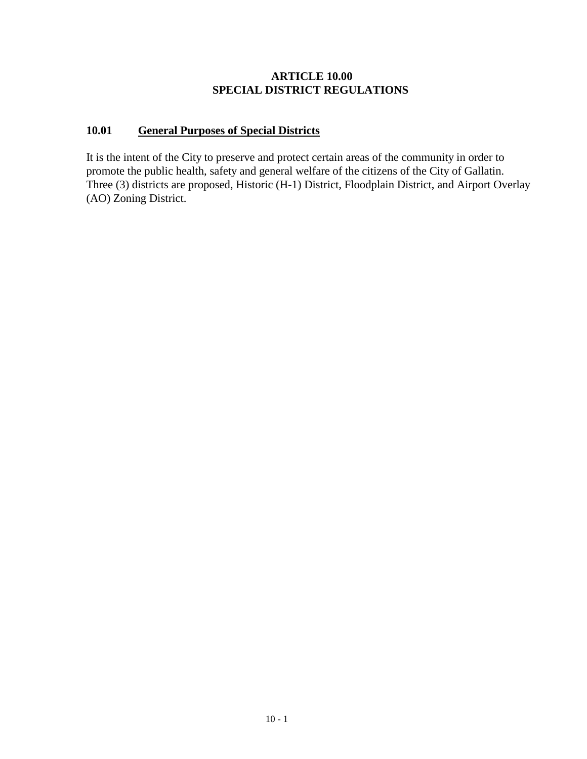# ARTICLE 10.00
# SPECIAL DISTRICT REGULATIONS

## 10.01 General Purposes of Special Districts

It is the intent of the City to preserve and protect certain areas of the community in order to promote the public health, safety and general welfare of the citizens of the City of Gallatin. Three (3) districts are proposed, Historic (H-1) District, Floodplain District, and Airport Overlay (AO) Zoning District.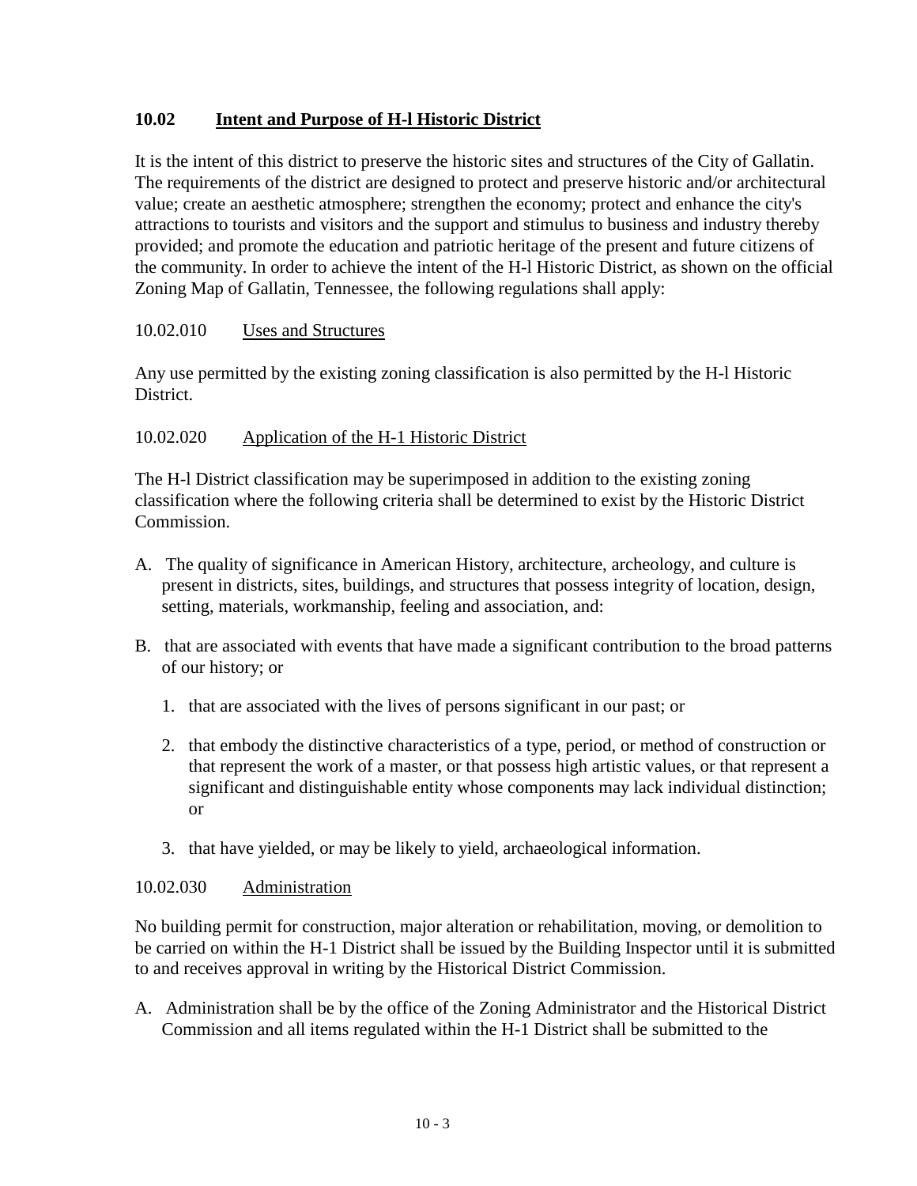## 10.02 Intent and Purpose of H-l Historic District

It is the intent of this district to preserve the historic sites and structures of the City of Gallatin. The requirements of the district are designed to protect and preserve historic and/or architectural value; create an aesthetic atmosphere; strengthen the economy; protect and enhance the city's attractions to tourists and visitors and the support and stimulus to business and industry thereby provided; and promote the education and patriotic heritage of the present and future citizens of the community. In order to achieve the intent of the H-l Historic District, as shown on the official Zoning Map of Gallatin, Tennessee, the following regulations shall apply:

### 10.02.010 Uses and Structures

Any use permitted by the existing zoning classification is also permitted by the H-l Historic District.

### 10.02.020 Application of the H-1 Historic District

The H-l District classification may be superimposed in addition to the existing zoning classification where the following criteria shall be determined to exist by the Historic District Commission.

A. The quality of significance in American History, architecture, archeology, and culture is present in districts, sites, buildings, and structures that possess integrity of location, design, setting, materials, workmanship, feeling and association, and:

B. that are associated with events that have made a significant contribution to the broad patterns of our history; or

   1. that are associated with the lives of persons significant in our past; or

   2. that embody the distinctive characteristics of a type, period, or method of construction or that represent the work of a master, or that possess high artistic values, or that represent a significant and distinguishable entity whose components may lack individual distinction; or

   3. that have yielded, or may be likely to yield, archaeological information.

### 10.02.030 Administration

No building permit for construction, major alteration or rehabilitation, moving, or demolition to be carried on within the H-1 District shall be issued by the Building Inspector until it is submitted to and receives approval in writing by the Historical District Commission.

A. Administration shall be by the office of the Zoning Administrator and the Historical District Commission and all items regulated within the H-1 District shall be submitted to the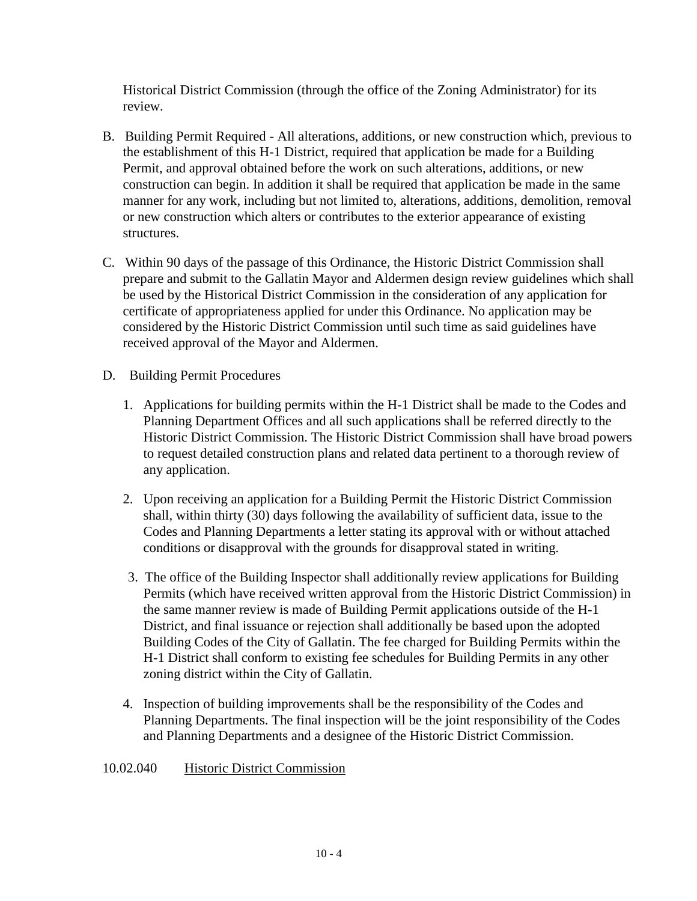Historical District Commission (through the office of the Zoning Administrator) for its review.

B. Building Permit Required - All alterations, additions, or new construction which, previous to the establishment of this H-1 District, required that application be made for a Building Permit, and approval obtained before the work on such alterations, additions, or new construction can begin. In addition it shall be required that application be made in the same manner for any work, including but not limited to, alterations, additions, demolition, removal or new construction which alters or contributes to the exterior appearance of existing structures.

C. Within 90 days of the passage of this Ordinance, the Historic District Commission shall prepare and submit to the Gallatin Mayor and Aldermen design review guidelines which shall be used by the Historical District Commission in the consideration of any application for certificate of appropriateness applied for under this Ordinance. No application may be considered by the Historic District Commission until such time as said guidelines have received approval of the Mayor and Aldermen.

D. Building Permit Procedures

1. Applications for building permits within the H-1 District shall be made to the Codes and Planning Department Offices and all such applications shall be referred directly to the Historic District Commission. The Historic District Commission shall have broad powers to request detailed construction plans and related data pertinent to a thorough review of any application.

2. Upon receiving an application for a Building Permit the Historic District Commission shall, within thirty (30) days following the availability of sufficient data, issue to the Codes and Planning Departments a letter stating its approval with or without attached conditions or disapproval with the grounds for disapproval stated in writing.

3. The office of the Building Inspector shall additionally review applications for Building Permits (which have received written approval from the Historic District Commission) in the same manner review is made of Building Permit applications outside of the H-1 District, and final issuance or rejection shall additionally be based upon the adopted Building Codes of the City of Gallatin. The fee charged for Building Permits within the H-1 District shall conform to existing fee schedules for Building Permits in any other zoning district within the City of Gallatin.

4. Inspection of building improvements shall be the responsibility of the Codes and Planning Departments. The final inspection will be the joint responsibility of the Codes and Planning Departments and a designee of the Historic District Commission.

10.02.040 Historic District Commission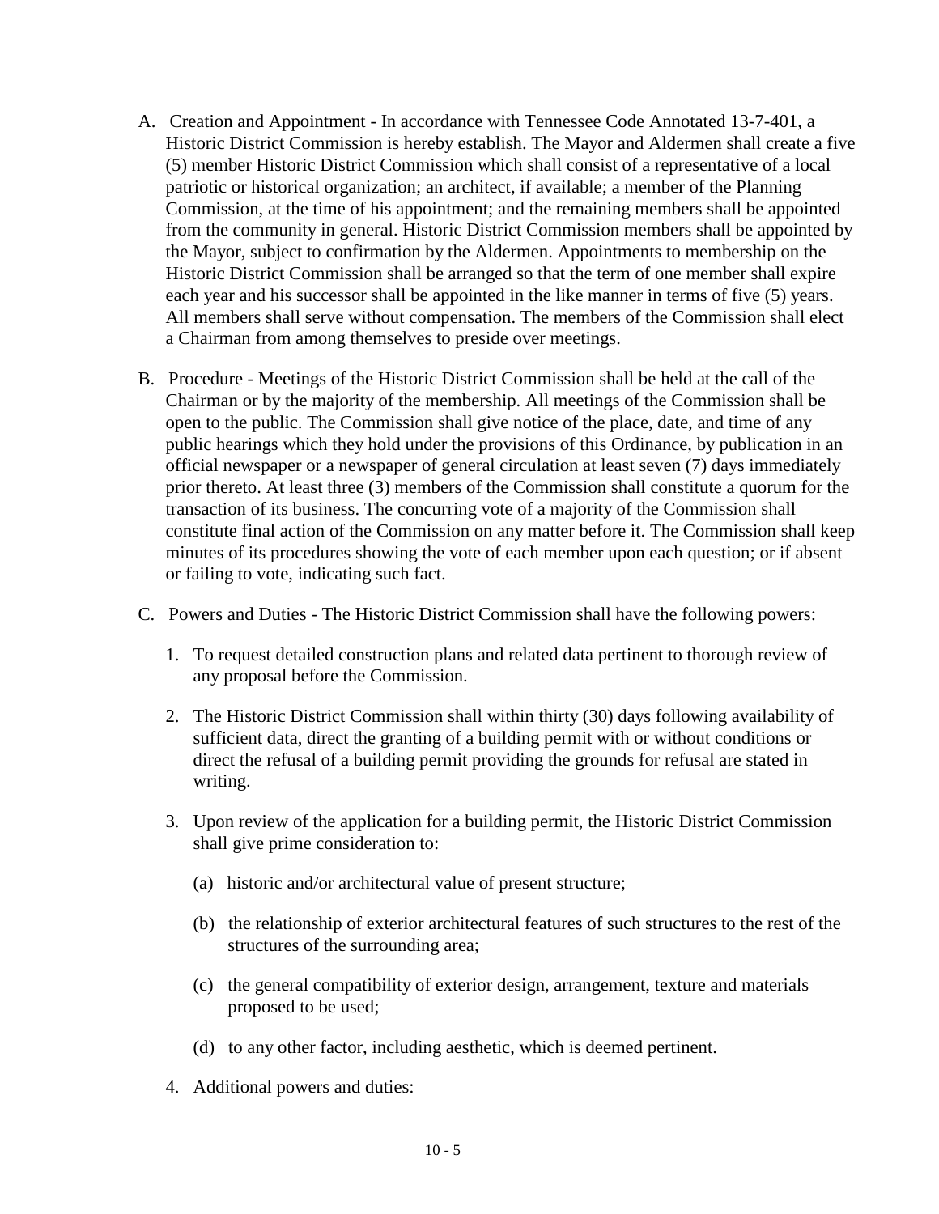A. Creation and Appointment - In accordance with Tennessee Code Annotated 13-7-401, a Historic District Commission is hereby establish. The Mayor and Aldermen shall create a five (5) member Historic District Commission which shall consist of a representative of a local patriotic or historical organization; an architect, if available; a member of the Planning Commission, at the time of his appointment; and the remaining members shall be appointed from the community in general. Historic District Commission members shall be appointed by the Mayor, subject to confirmation by the Aldermen. Appointments to membership on the Historic District Commission shall be arranged so that the term of one member shall expire each year and his successor shall be appointed in the like manner in terms of five (5) years. All members shall serve without compensation. The members of the Commission shall elect a Chairman from among themselves to preside over meetings.

B. Procedure - Meetings of the Historic District Commission shall be held at the call of the Chairman or by the majority of the membership. All meetings of the Commission shall be open to the public. The Commission shall give notice of the place, date, and time of any public hearings which they hold under the provisions of this Ordinance, by publication in an official newspaper or a newspaper of general circulation at least seven (7) days immediately prior thereto. At least three (3) members of the Commission shall constitute a quorum for the transaction of its business. The concurring vote of a majority of the Commission shall constitute final action of the Commission on any matter before it. The Commission shall keep minutes of its procedures showing the vote of each member upon each question; or if absent or failing to vote, indicating such fact.

C. Powers and Duties - The Historic District Commission shall have the following powers:

   1. To request detailed construction plans and related data pertinent to thorough review of any proposal before the Commission.

   2. The Historic District Commission shall within thirty (30) days following availability of sufficient data, direct the granting of a building permit with or without conditions or direct the refusal of a building permit providing the grounds for refusal are stated in writing.

   3. Upon review of the application for a building permit, the Historic District Commission shall give prime consideration to:

      (a) historic and/or architectural value of present structure;

      (b) the relationship of exterior architectural features of such structures to the rest of the structures of the surrounding area;

      (c) the general compatibility of exterior design, arrangement, texture and materials proposed to be used;

      (d) to any other factor, including aesthetic, which is deemed pertinent.

   4. Additional powers and duties: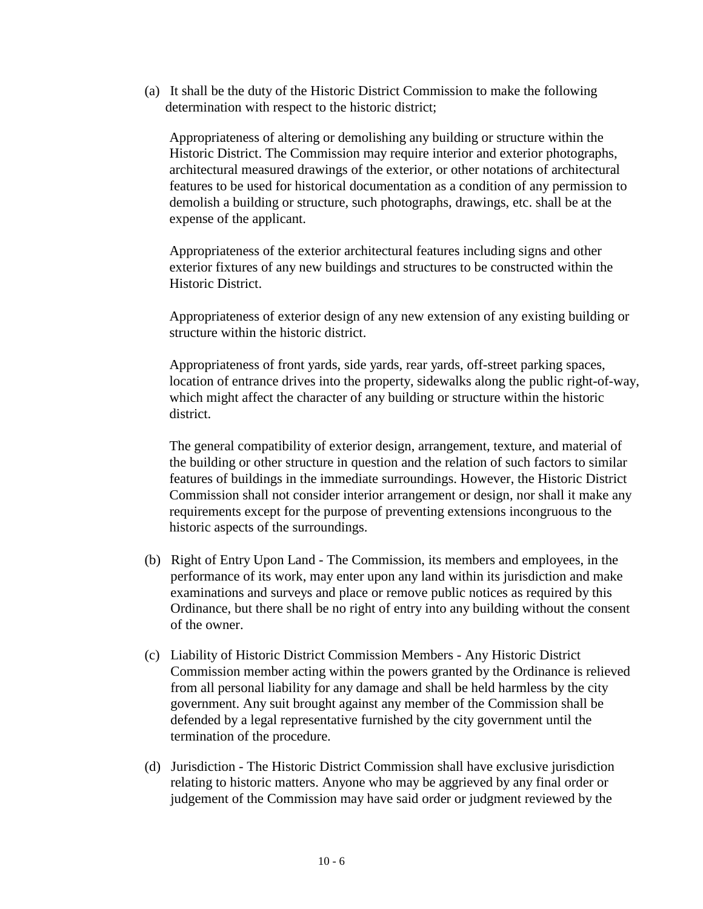(a) It shall be the duty of the Historic District Commission to make the following determination with respect to the historic district;

Appropriateness of altering or demolishing any building or structure within the Historic District. The Commission may require interior and exterior photographs, architectural measured drawings of the exterior, or other notations of architectural features to be used for historical documentation as a condition of any permission to demolish a building or structure, such photographs, drawings, etc. shall be at the expense of the applicant.

Appropriateness of the exterior architectural features including signs and other exterior fixtures of any new buildings and structures to be constructed within the Historic District.

Appropriateness of exterior design of any new extension of any existing building or structure within the historic district.

Appropriateness of front yards, side yards, rear yards, off-street parking spaces, location of entrance drives into the property, sidewalks along the public right-of-way, which might affect the character of any building or structure within the historic district.

The general compatibility of exterior design, arrangement, texture, and material of the building or other structure in question and the relation of such factors to similar features of buildings in the immediate surroundings. However, the Historic District Commission shall not consider interior arrangement or design, nor shall it make any requirements except for the purpose of preventing extensions incongruous to the historic aspects of the surroundings.

(b) Right of Entry Upon Land - The Commission, its members and employees, in the performance of its work, may enter upon any land within its jurisdiction and make examinations and surveys and place or remove public notices as required by this Ordinance, but there shall be no right of entry into any building without the consent of the owner.

(c) Liability of Historic District Commission Members - Any Historic District Commission member acting within the powers granted by the Ordinance is relieved from all personal liability for any damage and shall be held harmless by the city government. Any suit brought against any member of the Commission shall be defended by a legal representative furnished by the city government until the termination of the procedure.

(d) Jurisdiction - The Historic District Commission shall have exclusive jurisdiction relating to historic matters. Anyone who may be aggrieved by any final order or judgement of the Commission may have said order or judgment reviewed by the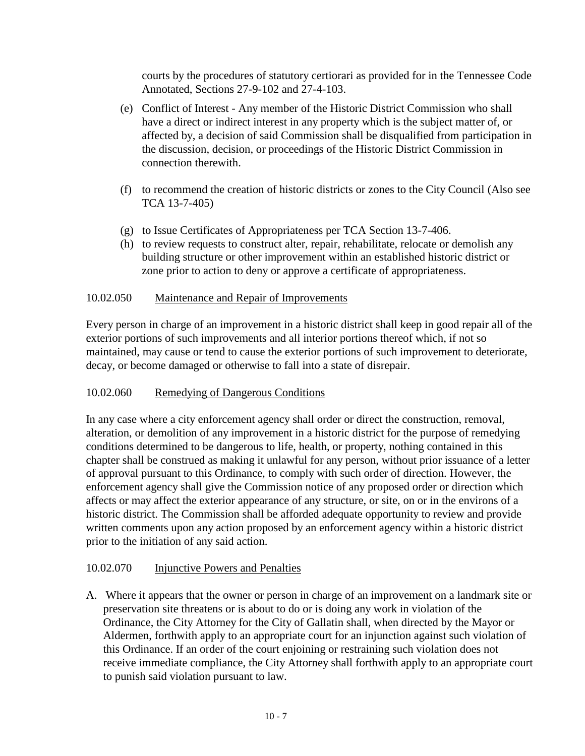courts by the procedures of statutory certiorari as provided for in the Tennessee Code Annotated, Sections 27-9-102 and 27-4-103.

(e) Conflict of Interest - Any member of the Historic District Commission who shall have a direct or indirect interest in any property which is the subject matter of, or affected by, a decision of said Commission shall be disqualified from participation in the discussion, decision, or proceedings of the Historic District Commission in connection therewith.

(f) to recommend the creation of historic districts or zones to the City Council (Also see TCA 13-7-405)

(g) to Issue Certificates of Appropriateness per TCA Section 13-7-406.

(h) to review requests to construct alter, repair, rehabilitate, relocate or demolish any building structure or other improvement within an established historic district or zone prior to action to deny or approve a certificate of appropriateness.

10.02.050 Maintenance and Repair of Improvements

Every person in charge of an improvement in a historic district shall keep in good repair all of the exterior portions of such improvements and all interior portions thereof which, if not so maintained, may cause or tend to cause the exterior portions of such improvement to deteriorate, decay, or become damaged or otherwise to fall into a state of disrepair.

10.02.060 Remedying of Dangerous Conditions

In any case where a city enforcement agency shall order or direct the construction, removal, alteration, or demolition of any improvement in a historic district for the purpose of remedying conditions determined to be dangerous to life, health, or property, nothing contained in this chapter shall be construed as making it unlawful for any person, without prior issuance of a letter of approval pursuant to this Ordinance, to comply with such order of direction. However, the enforcement agency shall give the Commission notice of any proposed order or direction which affects or may affect the exterior appearance of any structure, or site, on or in the environs of a historic district. The Commission shall be afforded adequate opportunity to review and provide written comments upon any action proposed by an enforcement agency within a historic district prior to the initiation of any said action.

10.02.070 Injunctive Powers and Penalties

A. Where it appears that the owner or person in charge of an improvement on a landmark site or preservation site threatens or is about to do or is doing any work in violation of the Ordinance, the City Attorney for the City of Gallatin shall, when directed by the Mayor or Aldermen, forthwith apply to an appropriate court for an injunction against such violation of this Ordinance. If an order of the court enjoining or restraining such violation does not receive immediate compliance, the City Attorney shall forthwith apply to an appropriate court to punish said violation pursuant to law.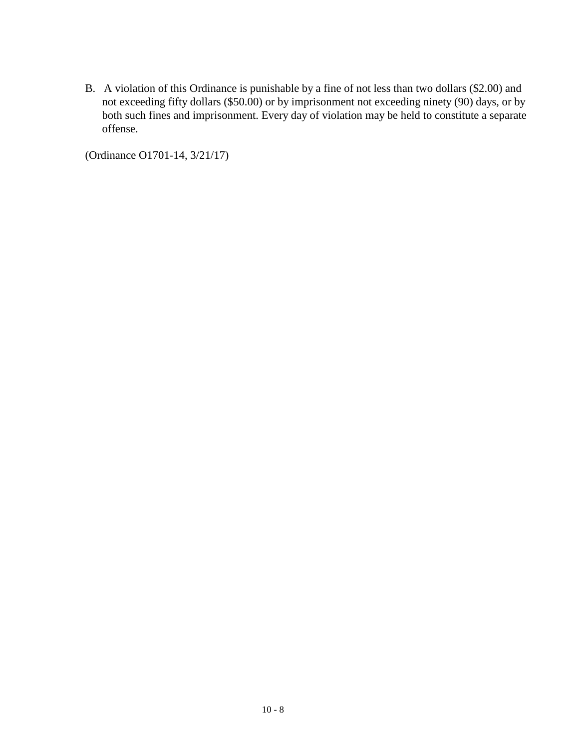B. A violation of this Ordinance is punishable by a fine of not less than two dollars ($2.00) and not exceeding fifty dollars ($50.00) or by imprisonment not exceeding ninety (90) days, or by both such fines and imprisonment. Every day of violation may be held to constitute a separate offense.

(Ordinance O1701-14, 3/21/17)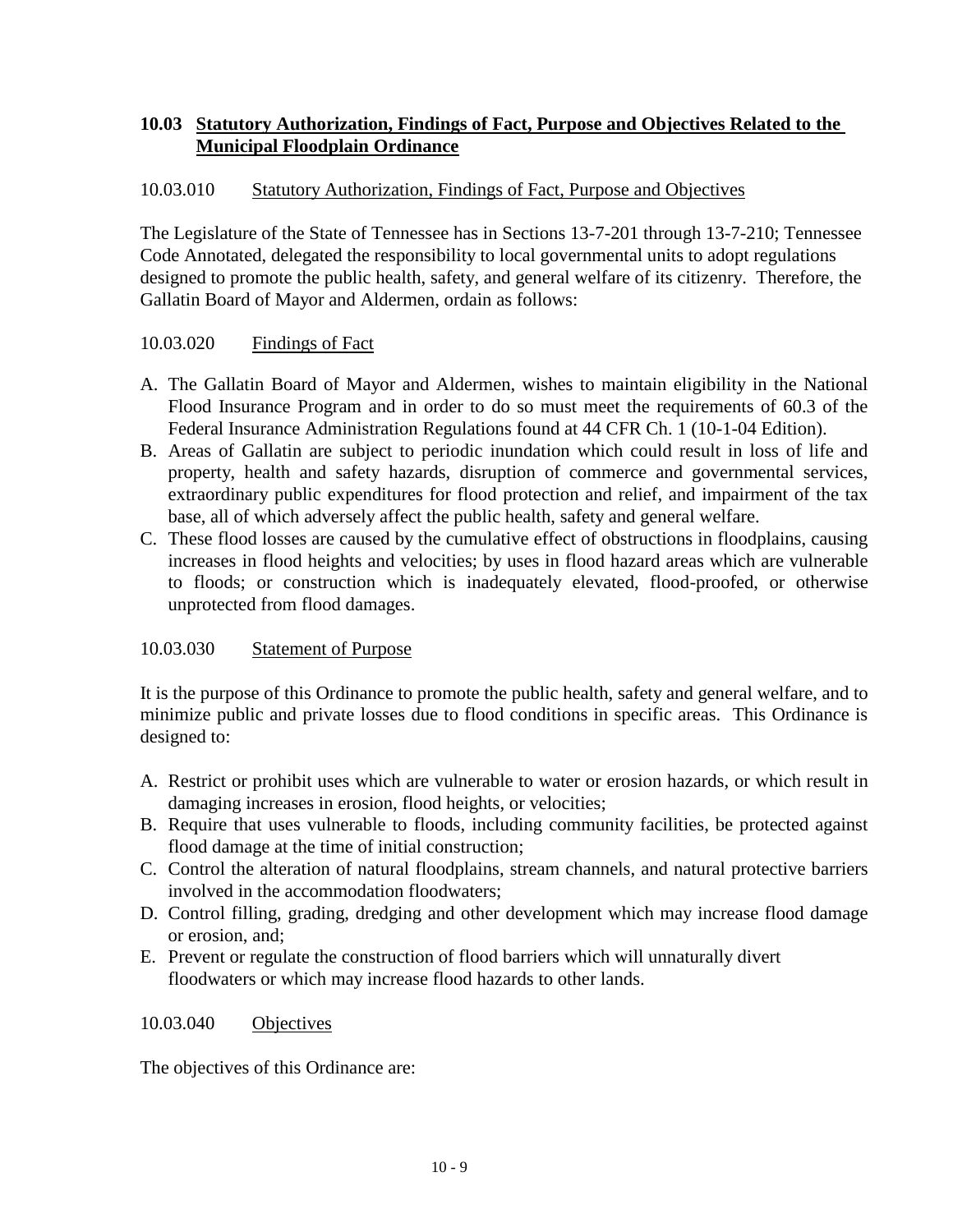## 10.03 Statutory Authorization, Findings of Fact, Purpose and Objectives Related to the Municipal Floodplain Ordinance

### 10.03.010 Statutory Authorization, Findings of Fact, Purpose and Objectives

The Legislature of the State of Tennessee has in Sections 13-7-201 through 13-7-210; Tennessee Code Annotated, delegated the responsibility to local governmental units to adopt regulations designed to promote the public health, safety, and general welfare of its citizenry. Therefore, the Gallatin Board of Mayor and Aldermen, ordain as follows:

### 10.03.020 Findings of Fact

A. The Gallatin Board of Mayor and Aldermen, wishes to maintain eligibility in the National Flood Insurance Program and in order to do so must meet the requirements of 60.3 of the Federal Insurance Administration Regulations found at 44 CFR Ch. 1 (10-1-04 Edition).
B. Areas of Gallatin are subject to periodic inundation which could result in loss of life and property, health and safety hazards, disruption of commerce and governmental services, extraordinary public expenditures for flood protection and relief, and impairment of the tax base, all of which adversely affect the public health, safety and general welfare.
C. These flood losses are caused by the cumulative effect of obstructions in floodplains, causing increases in flood heights and velocities; by uses in flood hazard areas which are vulnerable to floods; or construction which is inadequately elevated, flood-proofed, or otherwise unprotected from flood damages.

### 10.03.030 Statement of Purpose

It is the purpose of this Ordinance to promote the public health, safety and general welfare, and to minimize public and private losses due to flood conditions in specific areas. This Ordinance is designed to:

A. Restrict or prohibit uses which are vulnerable to water or erosion hazards, or which result in damaging increases in erosion, flood heights, or velocities;
B. Require that uses vulnerable to floods, including community facilities, be protected against flood damage at the time of initial construction;
C. Control the alteration of natural floodplains, stream channels, and natural protective barriers involved in the accommodation floodwaters;
D. Control filling, grading, dredging and other development which may increase flood damage or erosion, and;
E. Prevent or regulate the construction of flood barriers which will unnaturally divert floodwaters or which may increase flood hazards to other lands.

### 10.03.040 Objectives

The objectives of this Ordinance are: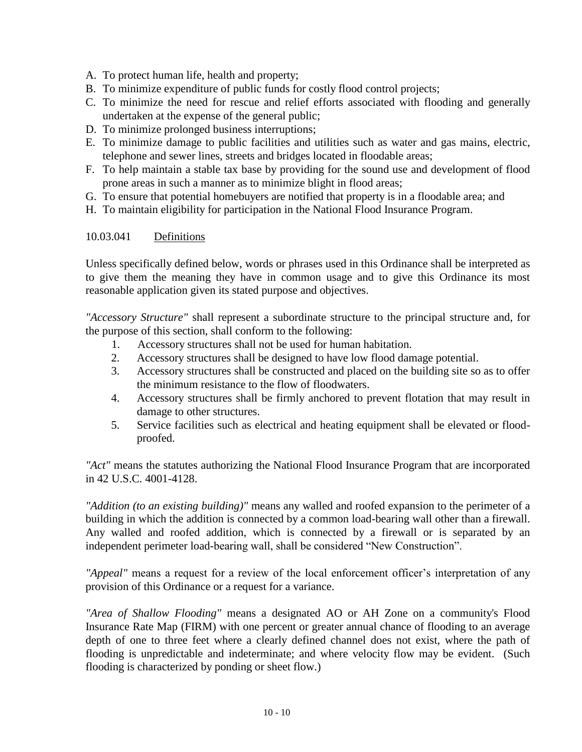A. To protect human life, health and property;
B. To minimize expenditure of public funds for costly flood control projects;
C. To minimize the need for rescue and relief efforts associated with flooding and generally undertaken at the expense of the general public;
D. To minimize prolonged business interruptions;
E. To minimize damage to public facilities and utilities such as water and gas mains, electric, telephone and sewer lines, streets and bridges located in floodable areas;
F. To help maintain a stable tax base by providing for the sound use and development of flood prone areas in such a manner as to minimize blight in flood areas;
G. To ensure that potential homebuyers are notified that property is in a floodable area; and
H. To maintain eligibility for participation in the National Flood Insurance Program.

10.03.041 Definitions

Unless specifically defined below, words or phrases used in this Ordinance shall be interpreted as to give them the meaning they have in common usage and to give this Ordinance its most reasonable application given its stated purpose and objectives.

*"Accessory Structure"* shall represent a subordinate structure to the principal structure and, for the purpose of this section, shall conform to the following:

1. Accessory structures shall not be used for human habitation.
2. Accessory structures shall be designed to have low flood damage potential.
3. Accessory structures shall be constructed and placed on the building site so as to offer the minimum resistance to the flow of floodwaters.
4. Accessory structures shall be firmly anchored to prevent flotation that may result in damage to other structures.
5. Service facilities such as electrical and heating equipment shall be elevated or flood-proofed.

*"Act"* means the statutes authorizing the National Flood Insurance Program that are incorporated in 42 U.S.C. 4001-4128.

*"Addition (to an existing building)"* means any walled and roofed expansion to the perimeter of a building in which the addition is connected by a common load-bearing wall other than a firewall. Any walled and roofed addition, which is connected by a firewall or is separated by an independent perimeter load-bearing wall, shall be considered "New Construction".

*"Appeal"* means a request for a review of the local enforcement officer's interpretation of any provision of this Ordinance or a request for a variance.

*"Area of Shallow Flooding"* means a designated AO or AH Zone on a community's Flood Insurance Rate Map (FIRM) with one percent or greater annual chance of flooding to an average depth of one to three feet where a clearly defined channel does not exist, where the path of flooding is unpredictable and indeterminate; and where velocity flow may be evident. (Such flooding is characterized by ponding or sheet flow.)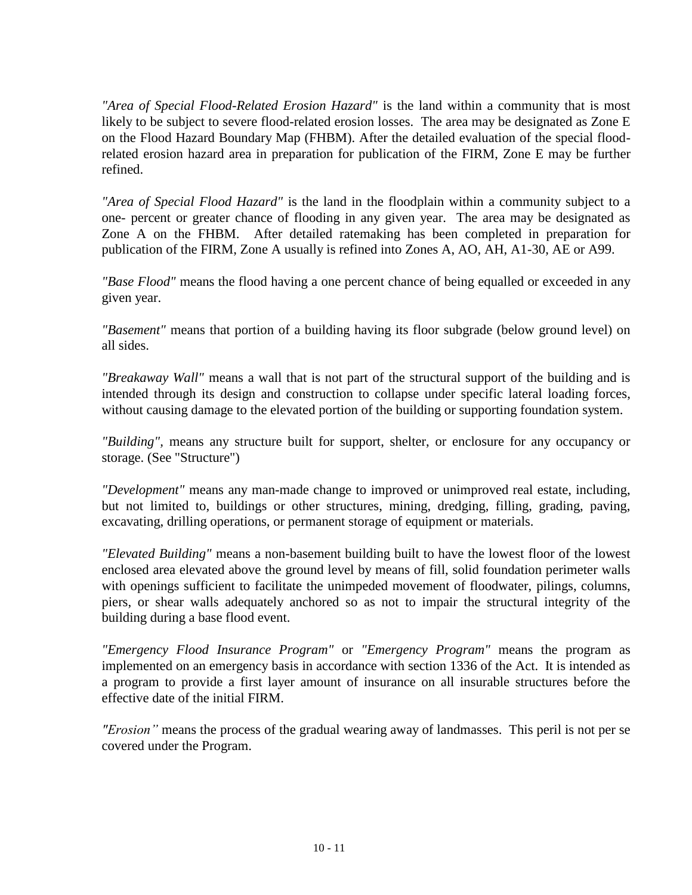*"Area of Special Flood-Related Erosion Hazard"* is the land within a community that is most likely to be subject to severe flood-related erosion losses. The area may be designated as Zone E on the Flood Hazard Boundary Map (FHBM). After the detailed evaluation of the special flood-related erosion hazard area in preparation for publication of the FIRM, Zone E may be further refined.

*"Area of Special Flood Hazard"* is the land in the floodplain within a community subject to a one- percent or greater chance of flooding in any given year. The area may be designated as Zone A on the FHBM. After detailed ratemaking has been completed in preparation for publication of the FIRM, Zone A usually is refined into Zones A, AO, AH, A1-30, AE or A99.

*"Base Flood"* means the flood having a one percent chance of being equalled or exceeded in any given year.

*"Basement"* means that portion of a building having its floor subgrade (below ground level) on all sides.

*"Breakaway Wall"* means a wall that is not part of the structural support of the building and is intended through its design and construction to collapse under specific lateral loading forces, without causing damage to the elevated portion of the building or supporting foundation system.

*"Building",* means any structure built for support, shelter, or enclosure for any occupancy or storage. (See "Structure")

*"Development"* means any man-made change to improved or unimproved real estate, including, but not limited to, buildings or other structures, mining, dredging, filling, grading, paving, excavating, drilling operations, or permanent storage of equipment or materials.

*"Elevated Building"* means a non-basement building built to have the lowest floor of the lowest enclosed area elevated above the ground level by means of fill, solid foundation perimeter walls with openings sufficient to facilitate the unimpeded movement of floodwater, pilings, columns, piers, or shear walls adequately anchored so as not to impair the structural integrity of the building during a base flood event.

*"Emergency Flood Insurance Program"* or *"Emergency Program"* means the program as implemented on an emergency basis in accordance with section 1336 of the Act. It is intended as a program to provide a first layer amount of insurance on all insurable structures before the effective date of the initial FIRM.

*"Erosion"* means the process of the gradual wearing away of landmasses. This peril is not per se covered under the Program.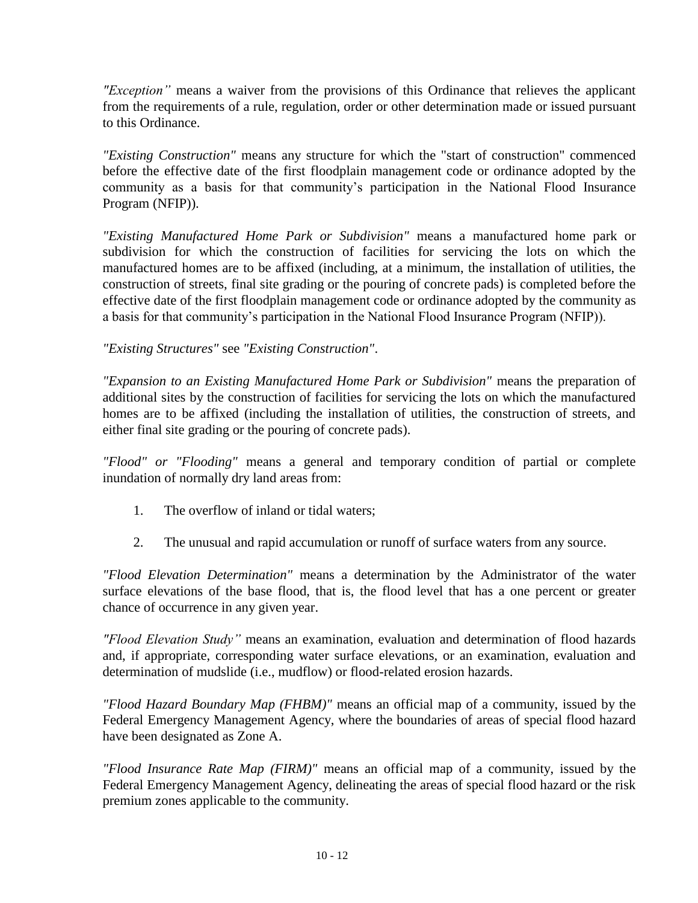*"Exception"* means a waiver from the provisions of this Ordinance that relieves the applicant from the requirements of a rule, regulation, order or other determination made or issued pursuant to this Ordinance.

*"Existing Construction"* means any structure for which the "start of construction" commenced before the effective date of the first floodplain management code or ordinance adopted by the community as a basis for that community's participation in the National Flood Insurance Program (NFIP)).

*"Existing Manufactured Home Park or Subdivision"* means a manufactured home park or subdivision for which the construction of facilities for servicing the lots on which the manufactured homes are to be affixed (including, at a minimum, the installation of utilities, the construction of streets, final site grading or the pouring of concrete pads) is completed before the effective date of the first floodplain management code or ordinance adopted by the community as a basis for that community's participation in the National Flood Insurance Program (NFIP)).

*"Existing Structures"* see *"Existing Construction"*.

*"Expansion to an Existing Manufactured Home Park or Subdivision"* means the preparation of additional sites by the construction of facilities for servicing the lots on which the manufactured homes are to be affixed (including the installation of utilities, the construction of streets, and either final site grading or the pouring of concrete pads).

*"Flood" or "Flooding"* means a general and temporary condition of partial or complete inundation of normally dry land areas from:

1. The overflow of inland or tidal waters;

2. The unusual and rapid accumulation or runoff of surface waters from any source.

*"Flood Elevation Determination"* means a determination by the Administrator of the water surface elevations of the base flood, that is, the flood level that has a one percent or greater chance of occurrence in any given year.

*"Flood Elevation Study"* means an examination, evaluation and determination of flood hazards and, if appropriate, corresponding water surface elevations, or an examination, evaluation and determination of mudslide (i.e., mudflow) or flood-related erosion hazards.

*"Flood Hazard Boundary Map (FHBM)"* means an official map of a community, issued by the Federal Emergency Management Agency, where the boundaries of areas of special flood hazard have been designated as Zone A.

*"Flood Insurance Rate Map (FIRM)"* means an official map of a community, issued by the Federal Emergency Management Agency, delineating the areas of special flood hazard or the risk premium zones applicable to the community.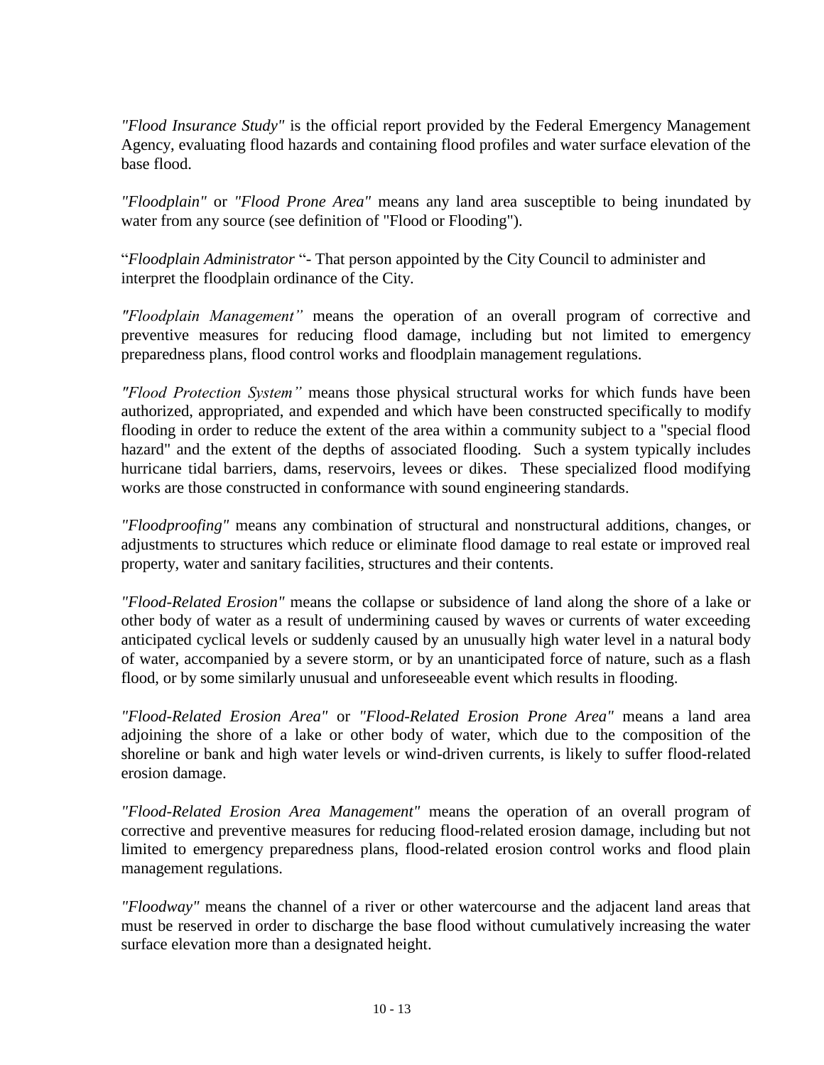*"Flood Insurance Study"* is the official report provided by the Federal Emergency Management Agency, evaluating flood hazards and containing flood profiles and water surface elevation of the base flood.

*"Floodplain"* or *"Flood Prone Area"* means any land area susceptible to being inundated by water from any source (see definition of "Flood or Flooding").

"*Floodplain Administrator* "- That person appointed by the City Council to administer and interpret the floodplain ordinance of the City.

*"Floodplain Management"* means the operation of an overall program of corrective and preventive measures for reducing flood damage, including but not limited to emergency preparedness plans, flood control works and floodplain management regulations.

*"Flood Protection System"* means those physical structural works for which funds have been authorized, appropriated, and expended and which have been constructed specifically to modify flooding in order to reduce the extent of the area within a community subject to a "special flood hazard" and the extent of the depths of associated flooding. Such a system typically includes hurricane tidal barriers, dams, reservoirs, levees or dikes. These specialized flood modifying works are those constructed in conformance with sound engineering standards.

*"Floodproofing"* means any combination of structural and nonstructural additions, changes, or adjustments to structures which reduce or eliminate flood damage to real estate or improved real property, water and sanitary facilities, structures and their contents.

*"Flood-Related Erosion"* means the collapse or subsidence of land along the shore of a lake or other body of water as a result of undermining caused by waves or currents of water exceeding anticipated cyclical levels or suddenly caused by an unusually high water level in a natural body of water, accompanied by a severe storm, or by an unanticipated force of nature, such as a flash flood, or by some similarly unusual and unforeseeable event which results in flooding.

*"Flood-Related Erosion Area"* or *"Flood-Related Erosion Prone Area"* means a land area adjoining the shore of a lake or other body of water, which due to the composition of the shoreline or bank and high water levels or wind-driven currents, is likely to suffer flood-related erosion damage.

*"Flood-Related Erosion Area Management"* means the operation of an overall program of corrective and preventive measures for reducing flood-related erosion damage, including but not limited to emergency preparedness plans, flood-related erosion control works and flood plain management regulations.

*"Floodway"* means the channel of a river or other watercourse and the adjacent land areas that must be reserved in order to discharge the base flood without cumulatively increasing the water surface elevation more than a designated height.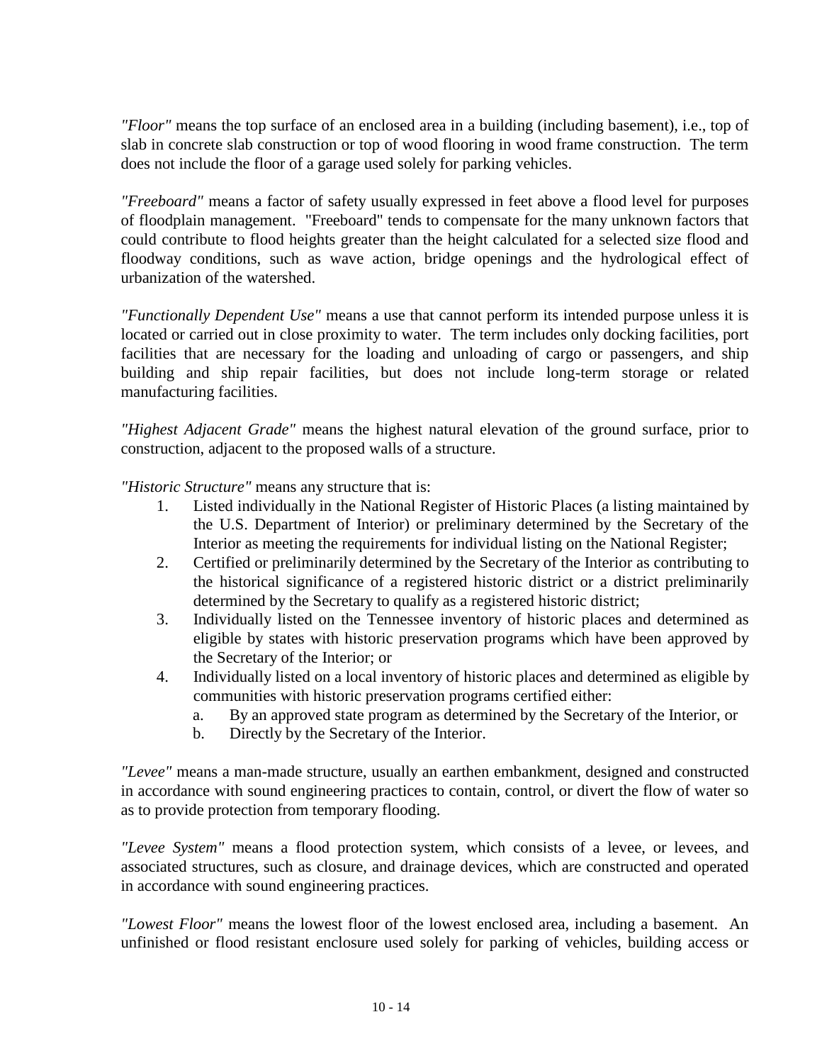*"Floor"* means the top surface of an enclosed area in a building (including basement), i.e., top of slab in concrete slab construction or top of wood flooring in wood frame construction. The term does not include the floor of a garage used solely for parking vehicles.

*"Freeboard"* means a factor of safety usually expressed in feet above a flood level for purposes of floodplain management. "Freeboard" tends to compensate for the many unknown factors that could contribute to flood heights greater than the height calculated for a selected size flood and floodway conditions, such as wave action, bridge openings and the hydrological effect of urbanization of the watershed.

*"Functionally Dependent Use"* means a use that cannot perform its intended purpose unless it is located or carried out in close proximity to water. The term includes only docking facilities, port facilities that are necessary for the loading and unloading of cargo or passengers, and ship building and ship repair facilities, but does not include long-term storage or related manufacturing facilities.

*"Highest Adjacent Grade"* means the highest natural elevation of the ground surface, prior to construction, adjacent to the proposed walls of a structure.

*"Historic Structure"* means any structure that is:

1. Listed individually in the National Register of Historic Places (a listing maintained by the U.S. Department of Interior) or preliminary determined by the Secretary of the Interior as meeting the requirements for individual listing on the National Register;
2. Certified or preliminarily determined by the Secretary of the Interior as contributing to the historical significance of a registered historic district or a district preliminarily determined by the Secretary to qualify as a registered historic district;
3. Individually listed on the Tennessee inventory of historic places and determined as eligible by states with historic preservation programs which have been approved by the Secretary of the Interior; or
4. Individually listed on a local inventory of historic places and determined as eligible by communities with historic preservation programs certified either:
   a. By an approved state program as determined by the Secretary of the Interior, or
   b. Directly by the Secretary of the Interior.

*"Levee"* means a man-made structure, usually an earthen embankment, designed and constructed in accordance with sound engineering practices to contain, control, or divert the flow of water so as to provide protection from temporary flooding.

*"Levee System"* means a flood protection system, which consists of a levee, or levees, and associated structures, such as closure, and drainage devices, which are constructed and operated in accordance with sound engineering practices.

*"Lowest Floor"* means the lowest floor of the lowest enclosed area, including a basement. An unfinished or flood resistant enclosure used solely for parking of vehicles, building access or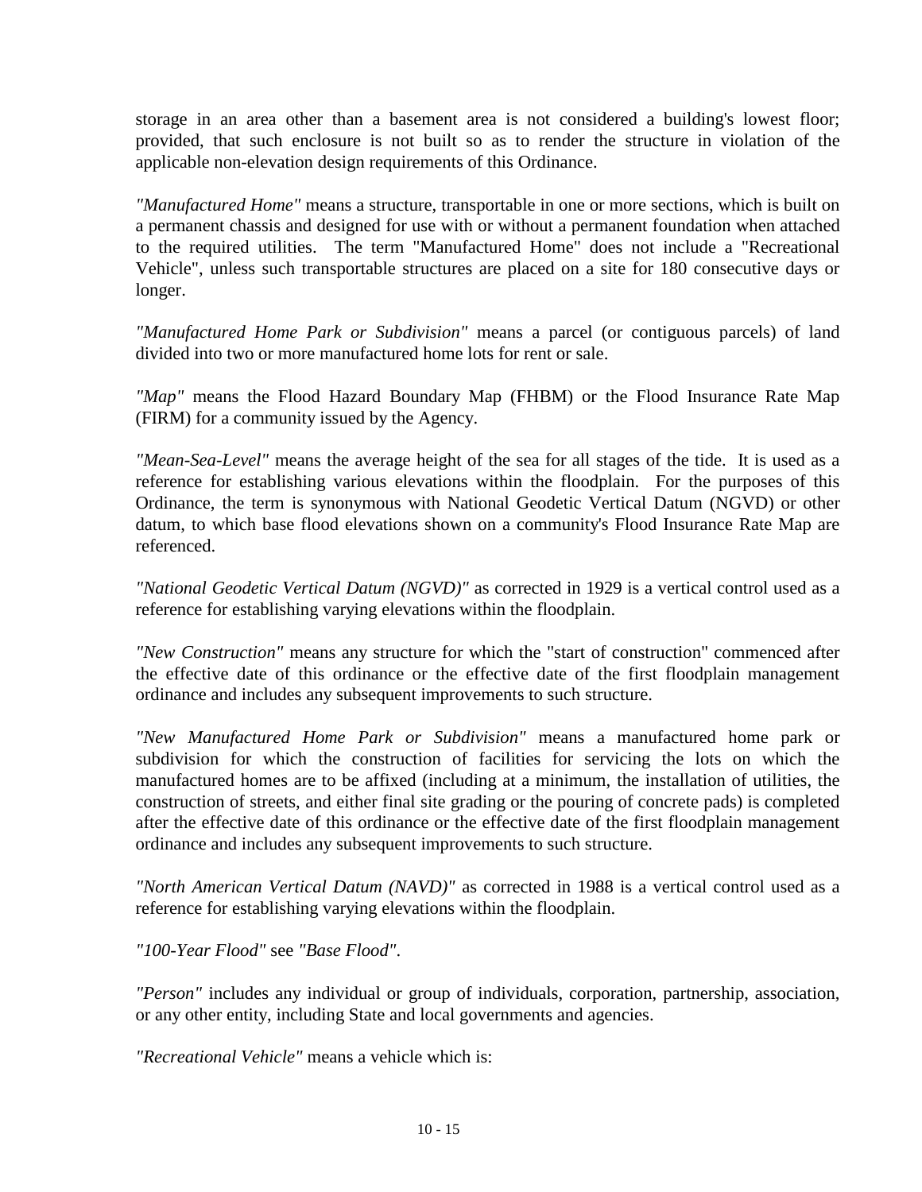storage in an area other than a basement area is not considered a building's lowest floor; provided, that such enclosure is not built so as to render the structure in violation of the applicable non-elevation design requirements of this Ordinance.

*"Manufactured Home"* means a structure, transportable in one or more sections, which is built on a permanent chassis and designed for use with or without a permanent foundation when attached to the required utilities. The term "Manufactured Home" does not include a "Recreational Vehicle", unless such transportable structures are placed on a site for 180 consecutive days or longer.

*"Manufactured Home Park or Subdivision"* means a parcel (or contiguous parcels) of land divided into two or more manufactured home lots for rent or sale.

*"Map"* means the Flood Hazard Boundary Map (FHBM) or the Flood Insurance Rate Map (FIRM) for a community issued by the Agency.

*"Mean-Sea-Level"* means the average height of the sea for all stages of the tide. It is used as a reference for establishing various elevations within the floodplain. For the purposes of this Ordinance, the term is synonymous with National Geodetic Vertical Datum (NGVD) or other datum, to which base flood elevations shown on a community's Flood Insurance Rate Map are referenced.

*"National Geodetic Vertical Datum (NGVD)"* as corrected in 1929 is a vertical control used as a reference for establishing varying elevations within the floodplain.

*"New Construction"* means any structure for which the "start of construction" commenced after the effective date of this ordinance or the effective date of the first floodplain management ordinance and includes any subsequent improvements to such structure.

*"New Manufactured Home Park or Subdivision"* means a manufactured home park or subdivision for which the construction of facilities for servicing the lots on which the manufactured homes are to be affixed (including at a minimum, the installation of utilities, the construction of streets, and either final site grading or the pouring of concrete pads) is completed after the effective date of this ordinance or the effective date of the first floodplain management ordinance and includes any subsequent improvements to such structure.

*"North American Vertical Datum (NAVD)"* as corrected in 1988 is a vertical control used as a reference for establishing varying elevations within the floodplain.

*"100-Year Flood"* see *"Base Flood"*.

*"Person"* includes any individual or group of individuals, corporation, partnership, association, or any other entity, including State and local governments and agencies.

*"Recreational Vehicle"* means a vehicle which is: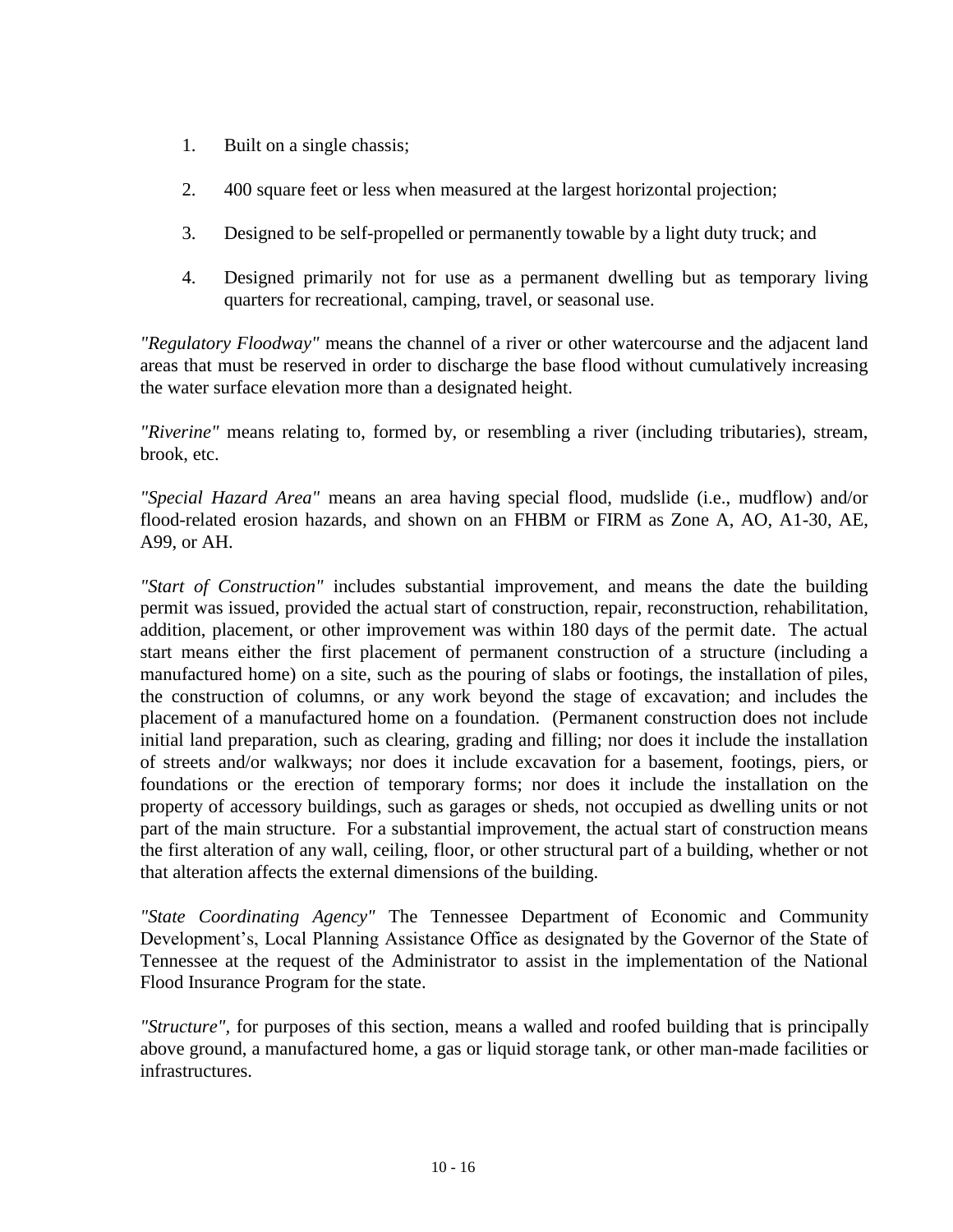1. Built on a single chassis;

2. 400 square feet or less when measured at the largest horizontal projection;

3. Designed to be self-propelled or permanently towable by a light duty truck; and

4. Designed primarily not for use as a permanent dwelling but as temporary living quarters for recreational, camping, travel, or seasonal use.

*"Regulatory Floodway"* means the channel of a river or other watercourse and the adjacent land areas that must be reserved in order to discharge the base flood without cumulatively increasing the water surface elevation more than a designated height.

*"Riverine"* means relating to, formed by, or resembling a river (including tributaries), stream, brook, etc.

*"Special Hazard Area"* means an area having special flood, mudslide (i.e., mudflow) and/or flood-related erosion hazards, and shown on an FHBM or FIRM as Zone A, AO, A1-30, AE, A99, or AH.

*"Start of Construction"* includes substantial improvement, and means the date the building permit was issued, provided the actual start of construction, repair, reconstruction, rehabilitation, addition, placement, or other improvement was within 180 days of the permit date. The actual start means either the first placement of permanent construction of a structure (including a manufactured home) on a site, such as the pouring of slabs or footings, the installation of piles, the construction of columns, or any work beyond the stage of excavation; and includes the placement of a manufactured home on a foundation. (Permanent construction does not include initial land preparation, such as clearing, grading and filling; nor does it include the installation of streets and/or walkways; nor does it include excavation for a basement, footings, piers, or foundations or the erection of temporary forms; nor does it include the installation on the property of accessory buildings, such as garages or sheds, not occupied as dwelling units or not part of the main structure. For a substantial improvement, the actual start of construction means the first alteration of any wall, ceiling, floor, or other structural part of a building, whether or not that alteration affects the external dimensions of the building.

*"State Coordinating Agency"* The Tennessee Department of Economic and Community Development's, Local Planning Assistance Office as designated by the Governor of the State of Tennessee at the request of the Administrator to assist in the implementation of the National Flood Insurance Program for the state.

*"Structure"*, for purposes of this section, means a walled and roofed building that is principally above ground, a manufactured home, a gas or liquid storage tank, or other man-made facilities or infrastructures.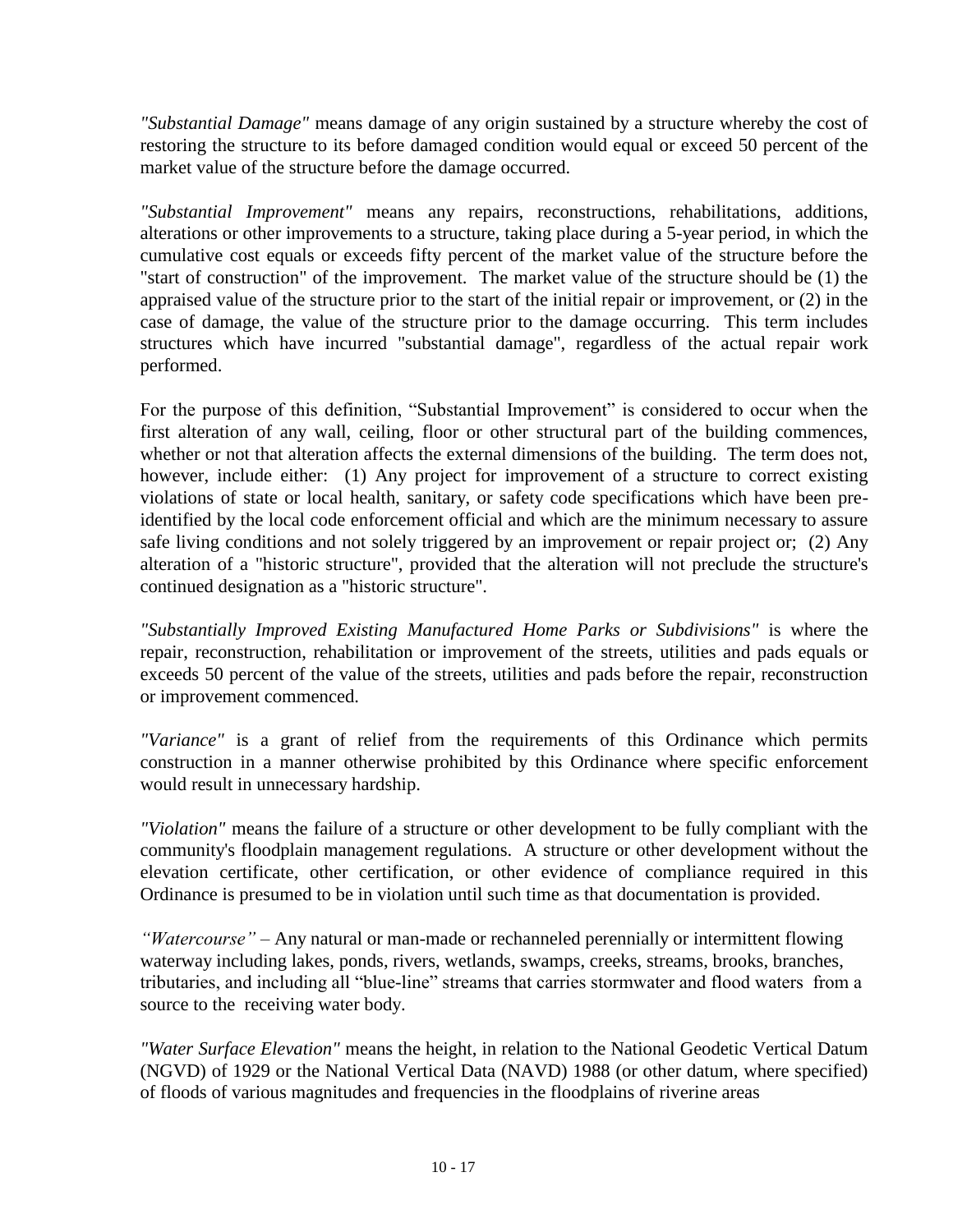*"Substantial Damage"* means damage of any origin sustained by a structure whereby the cost of restoring the structure to its before damaged condition would equal or exceed 50 percent of the market value of the structure before the damage occurred.

*"Substantial Improvement"* means any repairs, reconstructions, rehabilitations, additions, alterations or other improvements to a structure, taking place during a 5-year period, in which the cumulative cost equals or exceeds fifty percent of the market value of the structure before the "start of construction" of the improvement. The market value of the structure should be (1) the appraised value of the structure prior to the start of the initial repair or improvement, or (2) in the case of damage, the value of the structure prior to the damage occurring. This term includes structures which have incurred "substantial damage", regardless of the actual repair work performed.

For the purpose of this definition, "Substantial Improvement" is considered to occur when the first alteration of any wall, ceiling, floor or other structural part of the building commences, whether or not that alteration affects the external dimensions of the building. The term does not, however, include either: (1) Any project for improvement of a structure to correct existing violations of state or local health, sanitary, or safety code specifications which have been pre-identified by the local code enforcement official and which are the minimum necessary to assure safe living conditions and not solely triggered by an improvement or repair project or; (2) Any alteration of a "historic structure", provided that the alteration will not preclude the structure's continued designation as a "historic structure".

*"Substantially Improved Existing Manufactured Home Parks or Subdivisions"* is where the repair, reconstruction, rehabilitation or improvement of the streets, utilities and pads equals or exceeds 50 percent of the value of the streets, utilities and pads before the repair, reconstruction or improvement commenced.

*"Variance"* is a grant of relief from the requirements of this Ordinance which permits construction in a manner otherwise prohibited by this Ordinance where specific enforcement would result in unnecessary hardship.

*"Violation"* means the failure of a structure or other development to be fully compliant with the community's floodplain management regulations. A structure or other development without the elevation certificate, other certification, or other evidence of compliance required in this Ordinance is presumed to be in violation until such time as that documentation is provided.

*"Watercourse"* – Any natural or man-made or rechanneled perennially or intermittent flowing waterway including lakes, ponds, rivers, wetlands, swamps, creeks, streams, brooks, branches, tributaries, and including all "blue-line" streams that carries stormwater and flood waters from a source to the receiving water body.

*"Water Surface Elevation"* means the height, in relation to the National Geodetic Vertical Datum (NGVD) of 1929 or the National Vertical Data (NAVD) 1988 (or other datum, where specified) of floods of various magnitudes and frequencies in the floodplains of riverine areas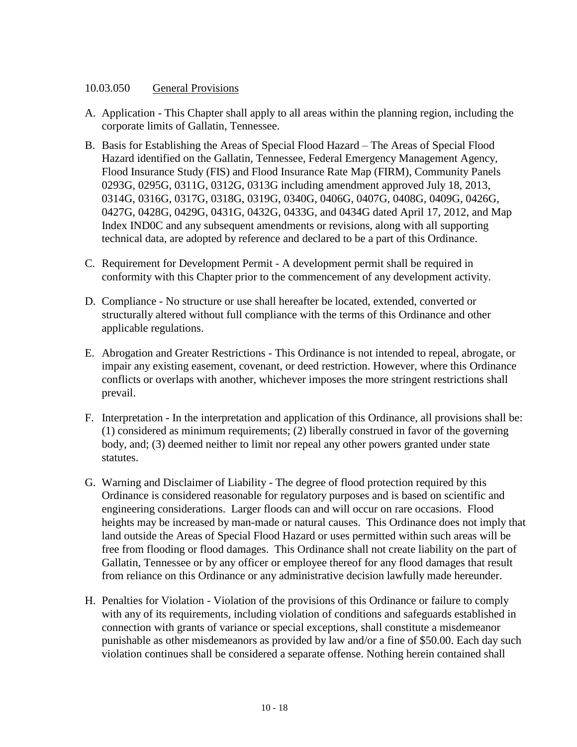10.03.050 General Provisions

A. Application - This Chapter shall apply to all areas within the planning region, including the corporate limits of Gallatin, Tennessee.

B. Basis for Establishing the Areas of Special Flood Hazard – The Areas of Special Flood Hazard identified on the Gallatin, Tennessee, Federal Emergency Management Agency, Flood Insurance Study (FIS) and Flood Insurance Rate Map (FIRM), Community Panels 0293G, 0295G, 0311G, 0312G, 0313G including amendment approved July 18, 2013, 0314G, 0316G, 0317G, 0318G, 0319G, 0340G, 0406G, 0407G, 0408G, 0409G, 0426G, 0427G, 0428G, 0429G, 0431G, 0432G, 0433G, and 0434G dated April 17, 2012, and Map Index IND0C and any subsequent amendments or revisions, along with all supporting technical data, are adopted by reference and declared to be a part of this Ordinance.

C. Requirement for Development Permit - A development permit shall be required in conformity with this Chapter prior to the commencement of any development activity.

D. Compliance - No structure or use shall hereafter be located, extended, converted or structurally altered without full compliance with the terms of this Ordinance and other applicable regulations.

E. Abrogation and Greater Restrictions - This Ordinance is not intended to repeal, abrogate, or impair any existing easement, covenant, or deed restriction. However, where this Ordinance conflicts or overlaps with another, whichever imposes the more stringent restrictions shall prevail.

F. Interpretation - In the interpretation and application of this Ordinance, all provisions shall be: (1) considered as minimum requirements; (2) liberally construed in favor of the governing body, and; (3) deemed neither to limit nor repeal any other powers granted under state statutes.

G. Warning and Disclaimer of Liability - The degree of flood protection required by this Ordinance is considered reasonable for regulatory purposes and is based on scientific and engineering considerations. Larger floods can and will occur on rare occasions. Flood heights may be increased by man-made or natural causes. This Ordinance does not imply that land outside the Areas of Special Flood Hazard or uses permitted within such areas will be free from flooding or flood damages. This Ordinance shall not create liability on the part of Gallatin, Tennessee or by any officer or employee thereof for any flood damages that result from reliance on this Ordinance or any administrative decision lawfully made hereunder.

H. Penalties for Violation - Violation of the provisions of this Ordinance or failure to comply with any of its requirements, including violation of conditions and safeguards established in connection with grants of variance or special exceptions, shall constitute a misdemeanor punishable as other misdemeanors as provided by law and/or a fine of $50.00. Each day such violation continues shall be considered a separate offense. Nothing herein contained shall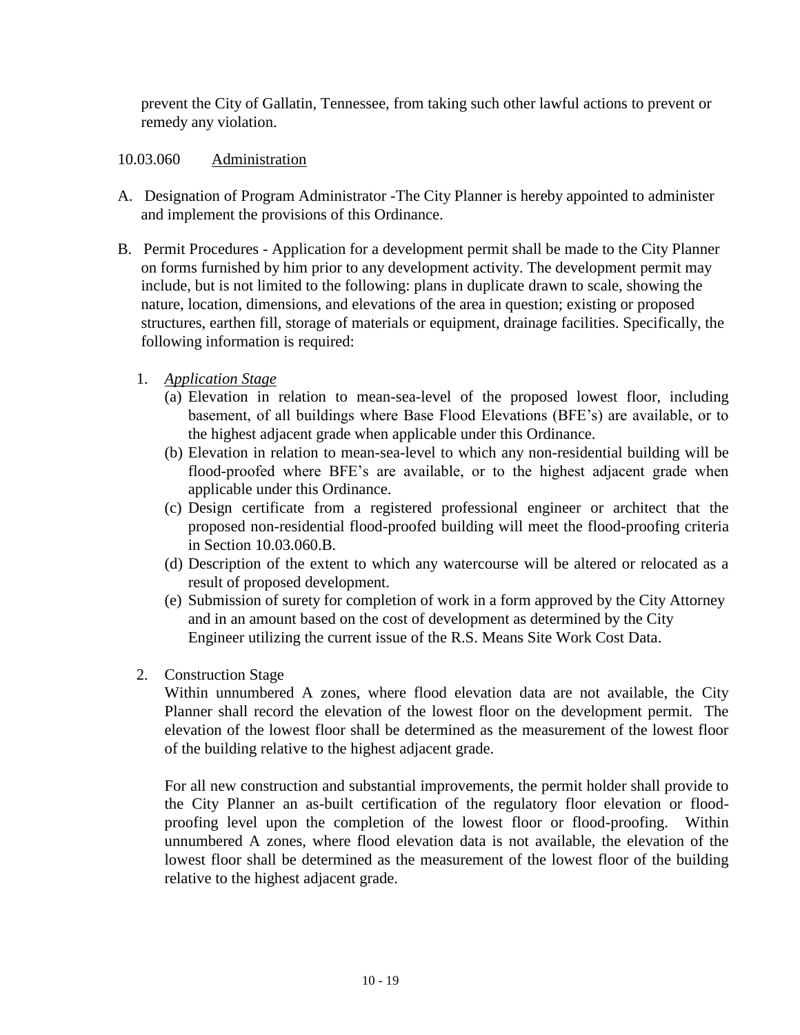prevent the City of Gallatin, Tennessee, from taking such other lawful actions to prevent or remedy any violation.

10.03.060 Administration

A. Designation of Program Administrator -The City Planner is hereby appointed to administer and implement the provisions of this Ordinance.

B. Permit Procedures - Application for a development permit shall be made to the City Planner on forms furnished by him prior to any development activity. The development permit may include, but is not limited to the following: plans in duplicate drawn to scale, showing the nature, location, dimensions, and elevations of the area in question; existing or proposed structures, earthen fill, storage of materials or equipment, drainage facilities. Specifically, the following information is required:

   1. *Application Stage*
      (a) Elevation in relation to mean-sea-level of the proposed lowest floor, including basement, of all buildings where Base Flood Elevations (BFE's) are available, or to the highest adjacent grade when applicable under this Ordinance.
      (b) Elevation in relation to mean-sea-level to which any non-residential building will be flood-proofed where BFE's are available, or to the highest adjacent grade when applicable under this Ordinance.
      (c) Design certificate from a registered professional engineer or architect that the proposed non-residential flood-proofed building will meet the flood-proofing criteria in Section 10.03.060.B.
      (d) Description of the extent to which any watercourse will be altered or relocated as a result of proposed development.
      (e) Submission of surety for completion of work in a form approved by the City Attorney and in an amount based on the cost of development as determined by the City Engineer utilizing the current issue of the R.S. Means Site Work Cost Data.

   2. Construction Stage

      Within unnumbered A zones, where flood elevation data are not available, the City Planner shall record the elevation of the lowest floor on the development permit. The elevation of the lowest floor shall be determined as the measurement of the lowest floor of the building relative to the highest adjacent grade.

      For all new construction and substantial improvements, the permit holder shall provide to the City Planner an as-built certification of the regulatory floor elevation or flood-proofing level upon the completion of the lowest floor or flood-proofing. Within unnumbered A zones, where flood elevation data is not available, the elevation of the lowest floor shall be determined as the measurement of the lowest floor of the building relative to the highest adjacent grade.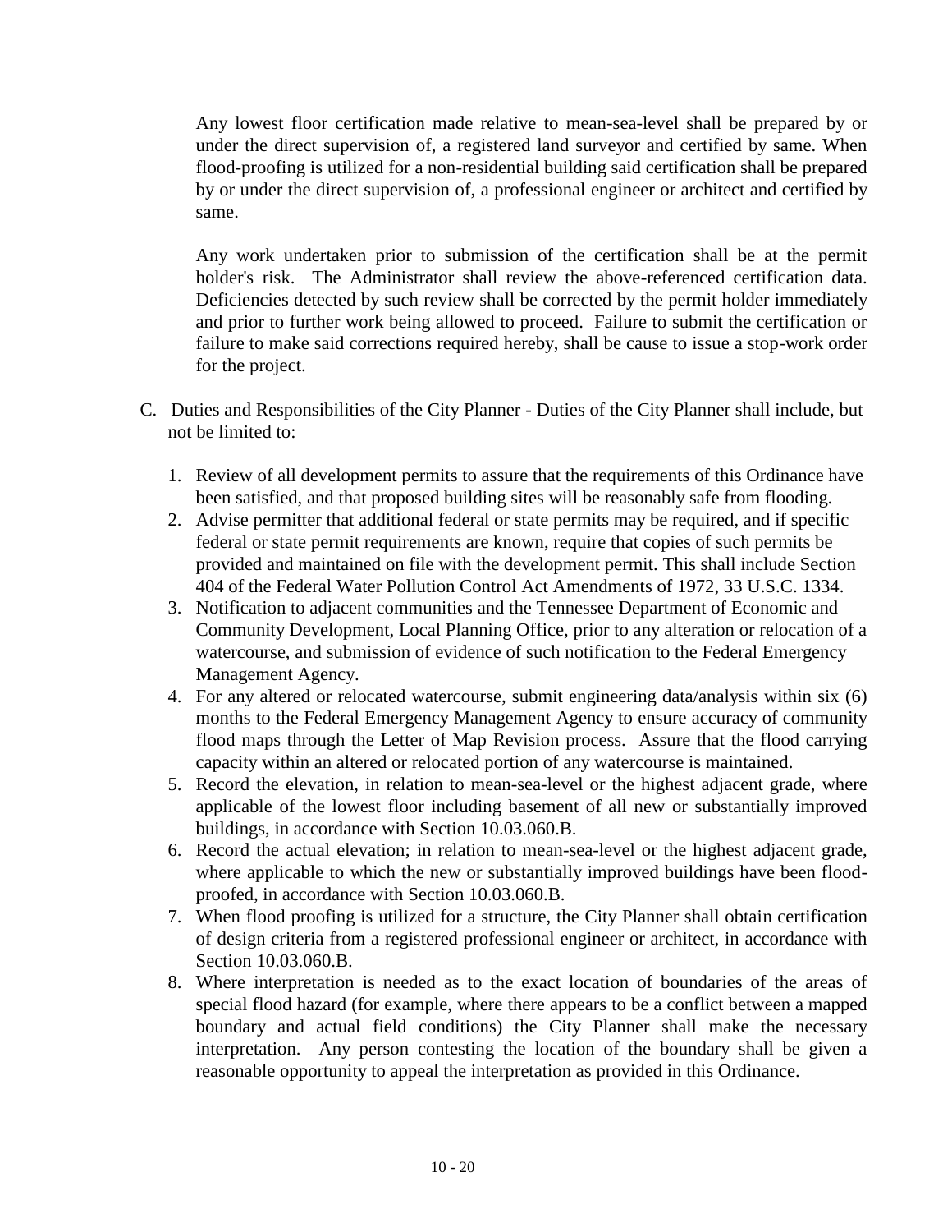Any lowest floor certification made relative to mean-sea-level shall be prepared by or under the direct supervision of, a registered land surveyor and certified by same. When flood-proofing is utilized for a non-residential building said certification shall be prepared by or under the direct supervision of, a professional engineer or architect and certified by same.

Any work undertaken prior to submission of the certification shall be at the permit holder's risk. The Administrator shall review the above-referenced certification data. Deficiencies detected by such review shall be corrected by the permit holder immediately and prior to further work being allowed to proceed. Failure to submit the certification or failure to make said corrections required hereby, shall be cause to issue a stop-work order for the project.

C. Duties and Responsibilities of the City Planner - Duties of the City Planner shall include, but not be limited to:

1. Review of all development permits to assure that the requirements of this Ordinance have been satisfied, and that proposed building sites will be reasonably safe from flooding.
2. Advise permitter that additional federal or state permits may be required, and if specific federal or state permit requirements are known, require that copies of such permits be provided and maintained on file with the development permit. This shall include Section 404 of the Federal Water Pollution Control Act Amendments of 1972, 33 U.S.C. 1334.
3. Notification to adjacent communities and the Tennessee Department of Economic and Community Development, Local Planning Office, prior to any alteration or relocation of a watercourse, and submission of evidence of such notification to the Federal Emergency Management Agency.
4. For any altered or relocated watercourse, submit engineering data/analysis within six (6) months to the Federal Emergency Management Agency to ensure accuracy of community flood maps through the Letter of Map Revision process. Assure that the flood carrying capacity within an altered or relocated portion of any watercourse is maintained.
5. Record the elevation, in relation to mean-sea-level or the highest adjacent grade, where applicable of the lowest floor including basement of all new or substantially improved buildings, in accordance with Section 10.03.060.B.
6. Record the actual elevation; in relation to mean-sea-level or the highest adjacent grade, where applicable to which the new or substantially improved buildings have been flood-proofed, in accordance with Section 10.03.060.B.
7. When flood proofing is utilized for a structure, the City Planner shall obtain certification of design criteria from a registered professional engineer or architect, in accordance with Section 10.03.060.B.
8. Where interpretation is needed as to the exact location of boundaries of the areas of special flood hazard (for example, where there appears to be a conflict between a mapped boundary and actual field conditions) the City Planner shall make the necessary interpretation. Any person contesting the location of the boundary shall be given a reasonable opportunity to appeal the interpretation as provided in this Ordinance.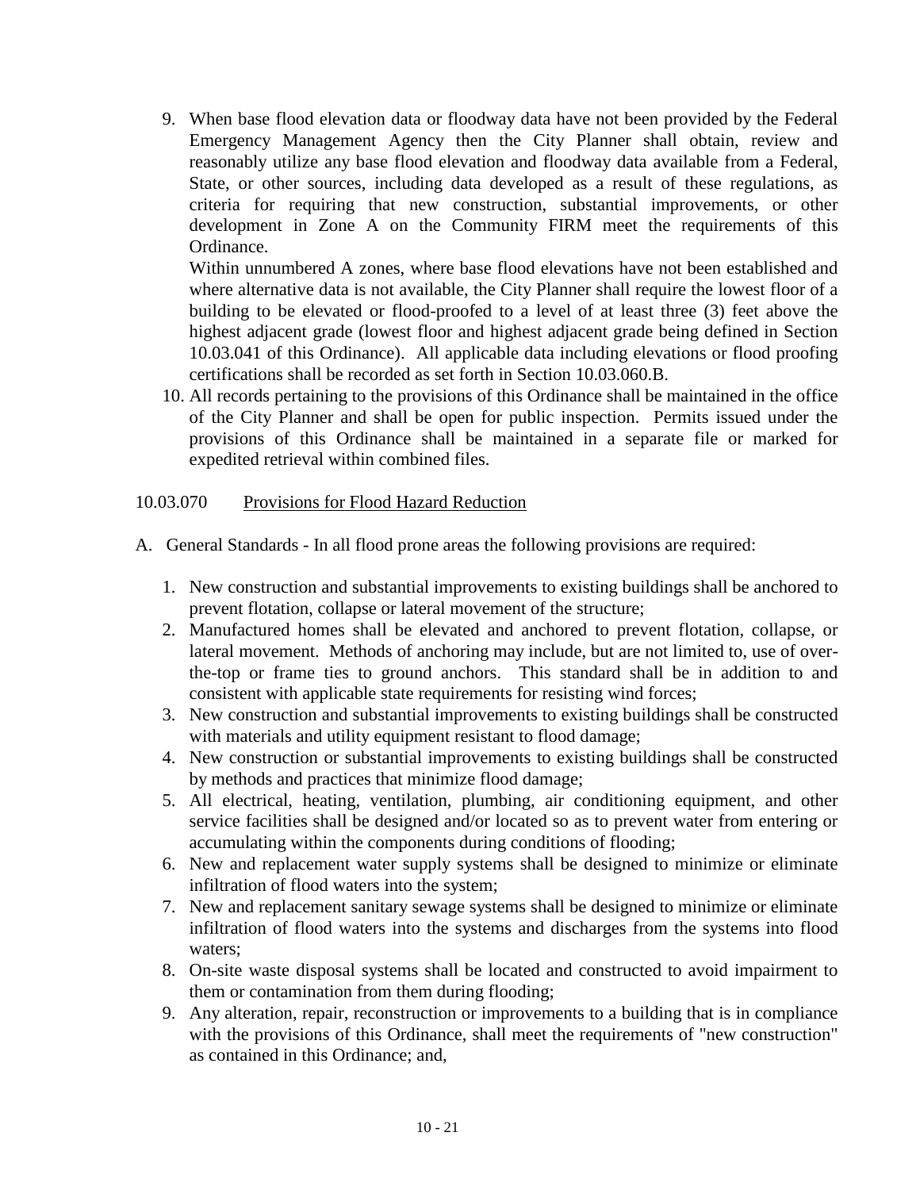9. When base flood elevation data or floodway data have not been provided by the Federal Emergency Management Agency then the City Planner shall obtain, review and reasonably utilize any base flood elevation and floodway data available from a Federal, State, or other sources, including data developed as a result of these regulations, as criteria for requiring that new construction, substantial improvements, or other development in Zone A on the Community FIRM meet the requirements of this Ordinance.
   Within unnumbered A zones, where base flood elevations have not been established and where alternative data is not available, the City Planner shall require the lowest floor of a building to be elevated or flood-proofed to a level of at least three (3) feet above the highest adjacent grade (lowest floor and highest adjacent grade being defined in Section 10.03.041 of this Ordinance). All applicable data including elevations or flood proofing certifications shall be recorded as set forth in Section 10.03.060.B.
10. All records pertaining to the provisions of this Ordinance shall be maintained in the office of the City Planner and shall be open for public inspection. Permits issued under the provisions of this Ordinance shall be maintained in a separate file or marked for expedited retrieval within combined files.

10.03.070 Provisions for Flood Hazard Reduction

A. General Standards - In all flood prone areas the following provisions are required:

   1. New construction and substantial improvements to existing buildings shall be anchored to prevent flotation, collapse or lateral movement of the structure;
   2. Manufactured homes shall be elevated and anchored to prevent flotation, collapse, or lateral movement. Methods of anchoring may include, but are not limited to, use of over-the-top or frame ties to ground anchors. This standard shall be in addition to and consistent with applicable state requirements for resisting wind forces;
   3. New construction and substantial improvements to existing buildings shall be constructed with materials and utility equipment resistant to flood damage;
   4. New construction or substantial improvements to existing buildings shall be constructed by methods and practices that minimize flood damage;
   5. All electrical, heating, ventilation, plumbing, air conditioning equipment, and other service facilities shall be designed and/or located so as to prevent water from entering or accumulating within the components during conditions of flooding;
   6. New and replacement water supply systems shall be designed to minimize or eliminate infiltration of flood waters into the system;
   7. New and replacement sanitary sewage systems shall be designed to minimize or eliminate infiltration of flood waters into the systems and discharges from the systems into flood waters;
   8. On-site waste disposal systems shall be located and constructed to avoid impairment to them or contamination from them during flooding;
   9. Any alteration, repair, reconstruction or improvements to a building that is in compliance with the provisions of this Ordinance, shall meet the requirements of "new construction" as contained in this Ordinance; and,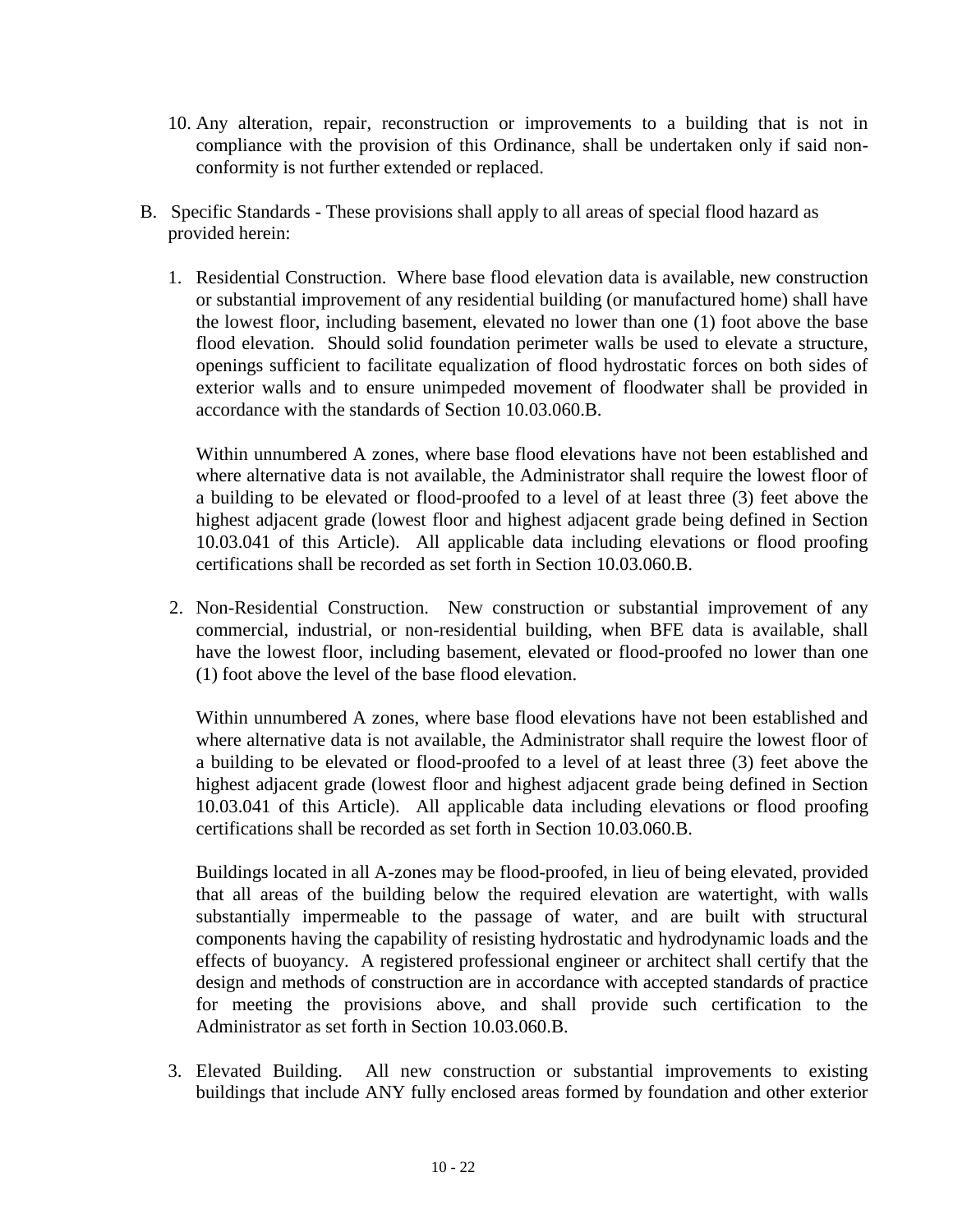10. Any alteration, repair, reconstruction or improvements to a building that is not in compliance with the provision of this Ordinance, shall be undertaken only if said non-conformity is not further extended or replaced.

B. Specific Standards - These provisions shall apply to all areas of special flood hazard as provided herein:

1. Residential Construction. Where base flood elevation data is available, new construction or substantial improvement of any residential building (or manufactured home) shall have the lowest floor, including basement, elevated no lower than one (1) foot above the base flood elevation. Should solid foundation perimeter walls be used to elevate a structure, openings sufficient to facilitate equalization of flood hydrostatic forces on both sides of exterior walls and to ensure unimpeded movement of floodwater shall be provided in accordance with the standards of Section 10.03.060.B.

   Within unnumbered A zones, where base flood elevations have not been established and where alternative data is not available, the Administrator shall require the lowest floor of a building to be elevated or flood-proofed to a level of at least three (3) feet above the highest adjacent grade (lowest floor and highest adjacent grade being defined in Section 10.03.041 of this Article). All applicable data including elevations or flood proofing certifications shall be recorded as set forth in Section 10.03.060.B.

2. Non-Residential Construction. New construction or substantial improvement of any commercial, industrial, or non-residential building, when BFE data is available, shall have the lowest floor, including basement, elevated or flood-proofed no lower than one (1) foot above the level of the base flood elevation.

   Within unnumbered A zones, where base flood elevations have not been established and where alternative data is not available, the Administrator shall require the lowest floor of a building to be elevated or flood-proofed to a level of at least three (3) feet above the highest adjacent grade (lowest floor and highest adjacent grade being defined in Section 10.03.041 of this Article). All applicable data including elevations or flood proofing certifications shall be recorded as set forth in Section 10.03.060.B.

   Buildings located in all A-zones may be flood-proofed, in lieu of being elevated, provided that all areas of the building below the required elevation are watertight, with walls substantially impermeable to the passage of water, and are built with structural components having the capability of resisting hydrostatic and hydrodynamic loads and the effects of buoyancy. A registered professional engineer or architect shall certify that the design and methods of construction are in accordance with accepted standards of practice for meeting the provisions above, and shall provide such certification to the Administrator as set forth in Section 10.03.060.B.

3. Elevated Building. All new construction or substantial improvements to existing buildings that include ANY fully enclosed areas formed by foundation and other exterior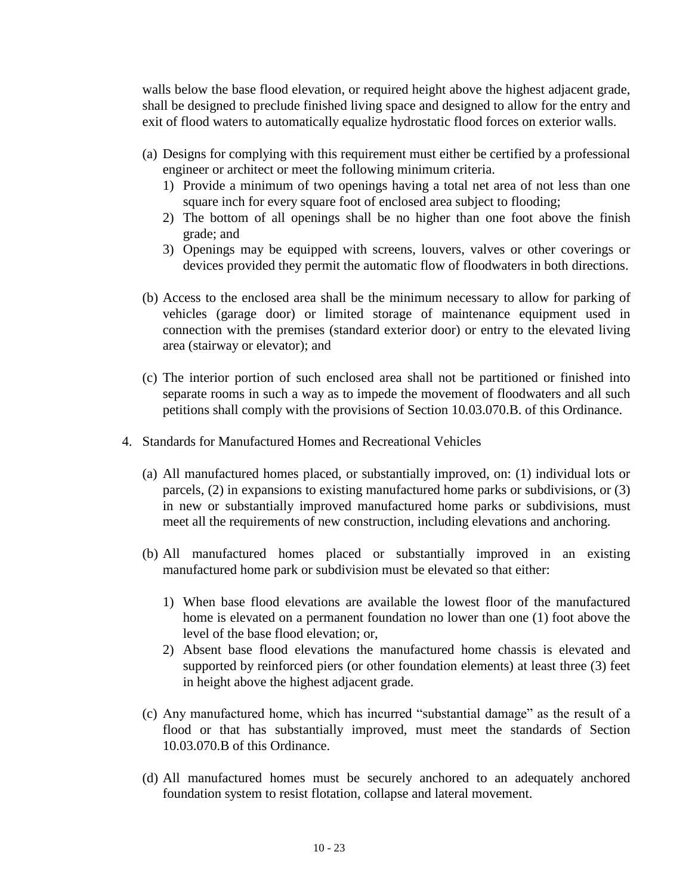walls below the base flood elevation, or required height above the highest adjacent grade, shall be designed to preclude finished living space and designed to allow for the entry and exit of flood waters to automatically equalize hydrostatic flood forces on exterior walls.

(a) Designs for complying with this requirement must either be certified by a professional engineer or architect or meet the following minimum criteria.
   1) Provide a minimum of two openings having a total net area of not less than one square inch for every square foot of enclosed area subject to flooding;
   2) The bottom of all openings shall be no higher than one foot above the finish grade; and
   3) Openings may be equipped with screens, louvers, valves or other coverings or devices provided they permit the automatic flow of floodwaters in both directions.

(b) Access to the enclosed area shall be the minimum necessary to allow for parking of vehicles (garage door) or limited storage of maintenance equipment used in connection with the premises (standard exterior door) or entry to the elevated living area (stairway or elevator); and

(c) The interior portion of such enclosed area shall not be partitioned or finished into separate rooms in such a way as to impede the movement of floodwaters and all such petitions shall comply with the provisions of Section 10.03.070.B. of this Ordinance.

4. Standards for Manufactured Homes and Recreational Vehicles

   (a) All manufactured homes placed, or substantially improved, on: (1) individual lots or parcels, (2) in expansions to existing manufactured home parks or subdivisions, or (3) in new or substantially improved manufactured home parks or subdivisions, must meet all the requirements of new construction, including elevations and anchoring.

   (b) All manufactured homes placed or substantially improved in an existing manufactured home park or subdivision must be elevated so that either:

      1) When base flood elevations are available the lowest floor of the manufactured home is elevated on a permanent foundation no lower than one (1) foot above the level of the base flood elevation; or,
      2) Absent base flood elevations the manufactured home chassis is elevated and supported by reinforced piers (or other foundation elements) at least three (3) feet in height above the highest adjacent grade.

   (c) Any manufactured home, which has incurred "substantial damage" as the result of a flood or that has substantially improved, must meet the standards of Section 10.03.070.B of this Ordinance.

   (d) All manufactured homes must be securely anchored to an adequately anchored foundation system to resist flotation, collapse and lateral movement.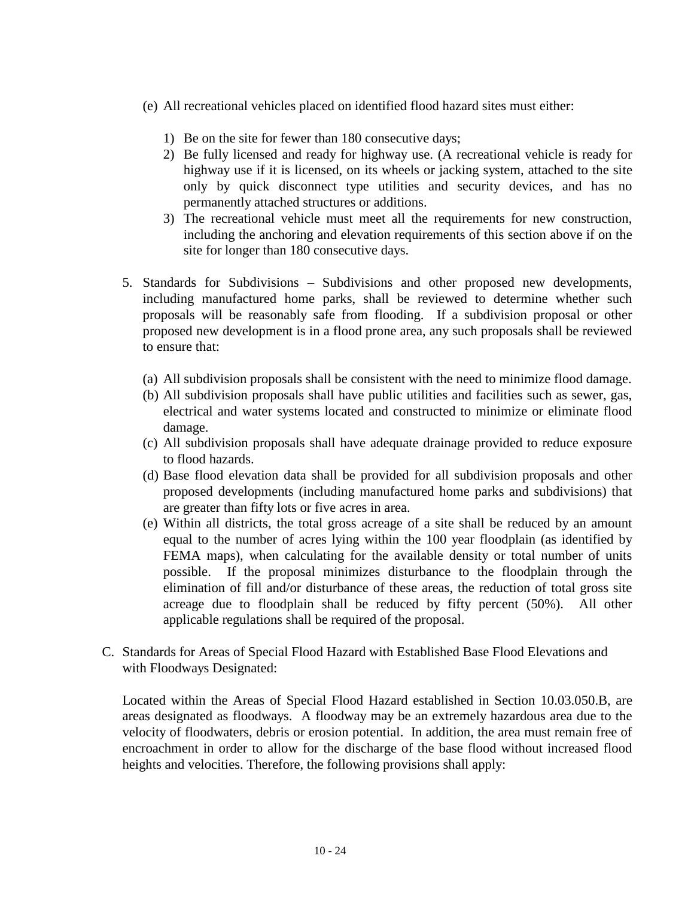(e) All recreational vehicles placed on identified flood hazard sites must either:

   1) Be on the site for fewer than 180 consecutive days;
   2) Be fully licensed and ready for highway use. (A recreational vehicle is ready for highway use if it is licensed, on its wheels or jacking system, attached to the site only by quick disconnect type utilities and security devices, and has no permanently attached structures or additions.
   3) The recreational vehicle must meet all the requirements for new construction, including the anchoring and elevation requirements of this section above if on the site for longer than 180 consecutive days.

5. Standards for Subdivisions – Subdivisions and other proposed new developments, including manufactured home parks, shall be reviewed to determine whether such proposals will be reasonably safe from flooding. If a subdivision proposal or other proposed new development is in a flood prone area, any such proposals shall be reviewed to ensure that:

   (a) All subdivision proposals shall be consistent with the need to minimize flood damage.
   (b) All subdivision proposals shall have public utilities and facilities such as sewer, gas, electrical and water systems located and constructed to minimize or eliminate flood damage.
   (c) All subdivision proposals shall have adequate drainage provided to reduce exposure to flood hazards.
   (d) Base flood elevation data shall be provided for all subdivision proposals and other proposed developments (including manufactured home parks and subdivisions) that are greater than fifty lots or five acres in area.
   (e) Within all districts, the total gross acreage of a site shall be reduced by an amount equal to the number of acres lying within the 100 year floodplain (as identified by FEMA maps), when calculating for the available density or total number of units possible. If the proposal minimizes disturbance to the floodplain through the elimination of fill and/or disturbance of these areas, the reduction of total gross site acreage due to floodplain shall be reduced by fifty percent (50%). All other applicable regulations shall be required of the proposal.

C. Standards for Areas of Special Flood Hazard with Established Base Flood Elevations and with Floodways Designated:

Located within the Areas of Special Flood Hazard established in Section 10.03.050.B, are areas designated as floodways. A floodway may be an extremely hazardous area due to the velocity of floodwaters, debris or erosion potential. In addition, the area must remain free of encroachment in order to allow for the discharge of the base flood without increased flood heights and velocities. Therefore, the following provisions shall apply: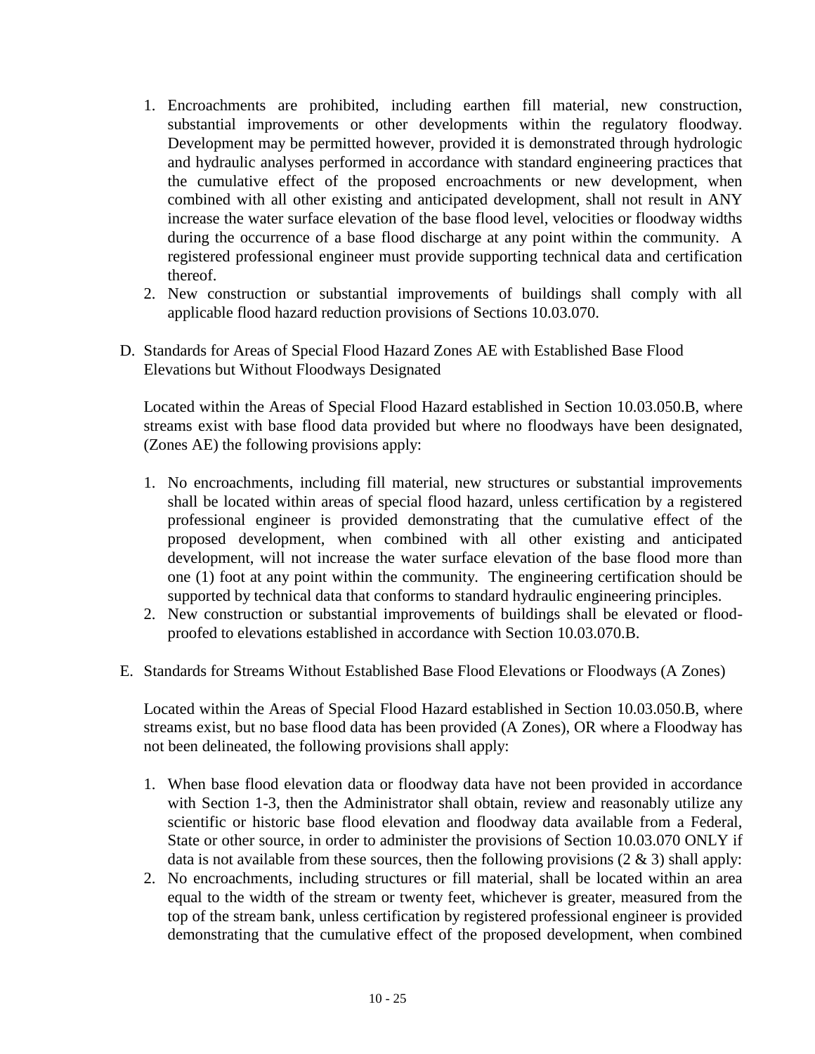1. Encroachments are prohibited, including earthen fill material, new construction, substantial improvements or other developments within the regulatory floodway. Development may be permitted however, provided it is demonstrated through hydrologic and hydraulic analyses performed in accordance with standard engineering practices that the cumulative effect of the proposed encroachments or new development, when combined with all other existing and anticipated development, shall not result in ANY increase the water surface elevation of the base flood level, velocities or floodway widths during the occurrence of a base flood discharge at any point within the community. A registered professional engineer must provide supporting technical data and certification thereof.
2. New construction or substantial improvements of buildings shall comply with all applicable flood hazard reduction provisions of Sections 10.03.070.

D. Standards for Areas of Special Flood Hazard Zones AE with Established Base Flood Elevations but Without Floodways Designated

Located within the Areas of Special Flood Hazard established in Section 10.03.050.B, where streams exist with base flood data provided but where no floodways have been designated, (Zones AE) the following provisions apply:

1. No encroachments, including fill material, new structures or substantial improvements shall be located within areas of special flood hazard, unless certification by a registered professional engineer is provided demonstrating that the cumulative effect of the proposed development, when combined with all other existing and anticipated development, will not increase the water surface elevation of the base flood more than one (1) foot at any point within the community. The engineering certification should be supported by technical data that conforms to standard hydraulic engineering principles.
2. New construction or substantial improvements of buildings shall be elevated or flood-proofed to elevations established in accordance with Section 10.03.070.B.

E. Standards for Streams Without Established Base Flood Elevations or Floodways (A Zones)

Located within the Areas of Special Flood Hazard established in Section 10.03.050.B, where streams exist, but no base flood data has been provided (A Zones), OR where a Floodway has not been delineated, the following provisions shall apply:

1. When base flood elevation data or floodway data have not been provided in accordance with Section 1-3, then the Administrator shall obtain, review and reasonably utilize any scientific or historic base flood elevation and floodway data available from a Federal, State or other source, in order to administer the provisions of Section 10.03.070 ONLY if data is not available from these sources, then the following provisions (2 & 3) shall apply:
2. No encroachments, including structures or fill material, shall be located within an area equal to the width of the stream or twenty feet, whichever is greater, measured from the top of the stream bank, unless certification by registered professional engineer is provided demonstrating that the cumulative effect of the proposed development, when combined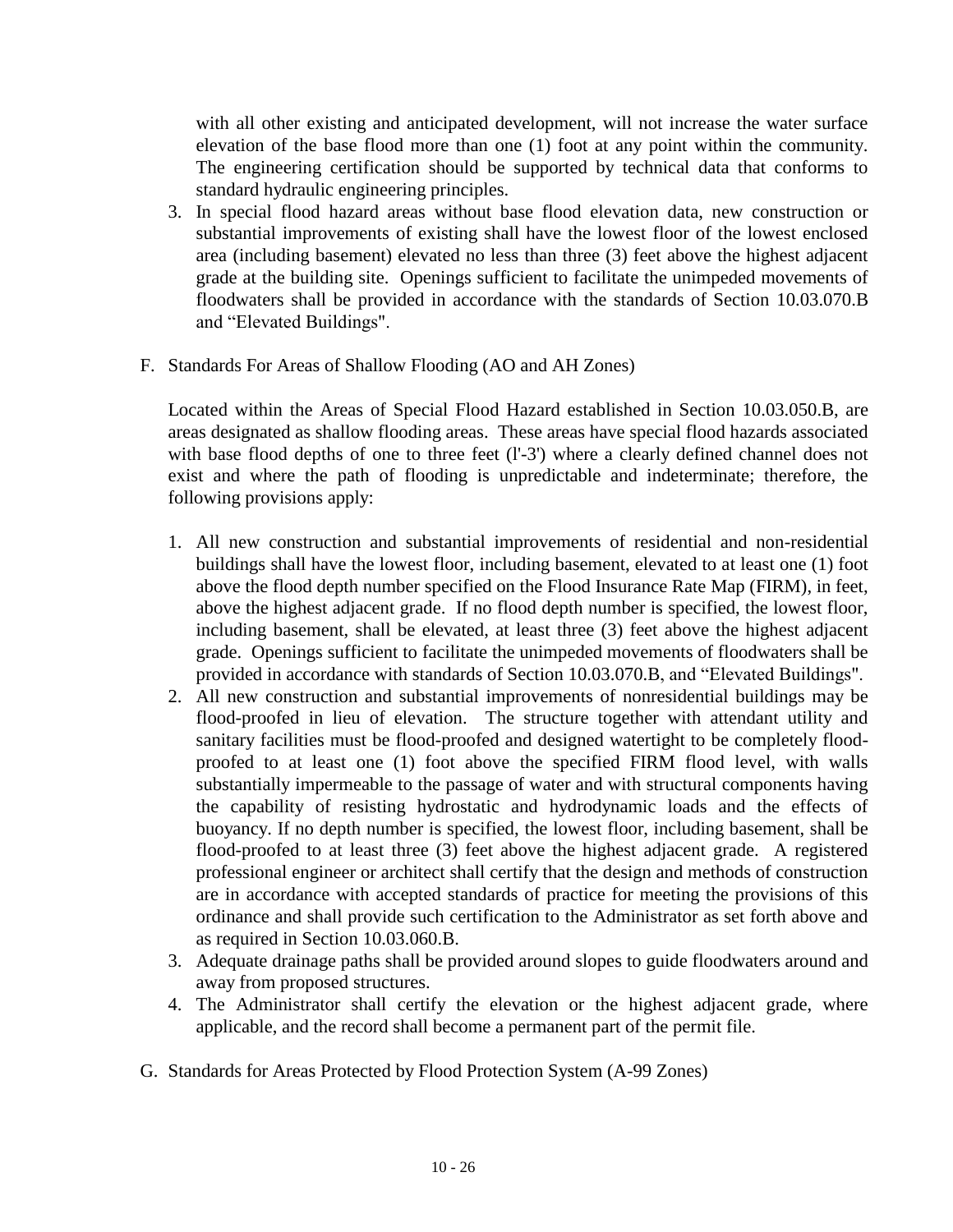with all other existing and anticipated development, will not increase the water surface elevation of the base flood more than one (1) foot at any point within the community. The engineering certification should be supported by technical data that conforms to standard hydraulic engineering principles.

3. In special flood hazard areas without base flood elevation data, new construction or substantial improvements of existing shall have the lowest floor of the lowest enclosed area (including basement) elevated no less than three (3) feet above the highest adjacent grade at the building site. Openings sufficient to facilitate the unimpeded movements of floodwaters shall be provided in accordance with the standards of Section 10.03.070.B and “Elevated Buildings".

F. Standards For Areas of Shallow Flooding (AO and AH Zones)

Located within the Areas of Special Flood Hazard established in Section 10.03.050.B, are areas designated as shallow flooding areas. These areas have special flood hazards associated with base flood depths of one to three feet (l'-3') where a clearly defined channel does not exist and where the path of flooding is unpredictable and indeterminate; therefore, the following provisions apply:

1. All new construction and substantial improvements of residential and non-residential buildings shall have the lowest floor, including basement, elevated to at least one (1) foot above the flood depth number specified on the Flood Insurance Rate Map (FIRM), in feet, above the highest adjacent grade. If no flood depth number is specified, the lowest floor, including basement, shall be elevated, at least three (3) feet above the highest adjacent grade. Openings sufficient to facilitate the unimpeded movements of floodwaters shall be provided in accordance with standards of Section 10.03.070.B, and “Elevated Buildings".
2. All new construction and substantial improvements of nonresidential buildings may be flood-proofed in lieu of elevation. The structure together with attendant utility and sanitary facilities must be flood-proofed and designed watertight to be completely flood-proofed to at least one (1) foot above the specified FIRM flood level, with walls substantially impermeable to the passage of water and with structural components having the capability of resisting hydrostatic and hydrodynamic loads and the effects of buoyancy. If no depth number is specified, the lowest floor, including basement, shall be flood-proofed to at least three (3) feet above the highest adjacent grade. A registered professional engineer or architect shall certify that the design and methods of construction are in accordance with accepted standards of practice for meeting the provisions of this ordinance and shall provide such certification to the Administrator as set forth above and as required in Section 10.03.060.B.
3. Adequate drainage paths shall be provided around slopes to guide floodwaters around and away from proposed structures.
4. The Administrator shall certify the elevation or the highest adjacent grade, where applicable, and the record shall become a permanent part of the permit file.

G. Standards for Areas Protected by Flood Protection System (A-99 Zones)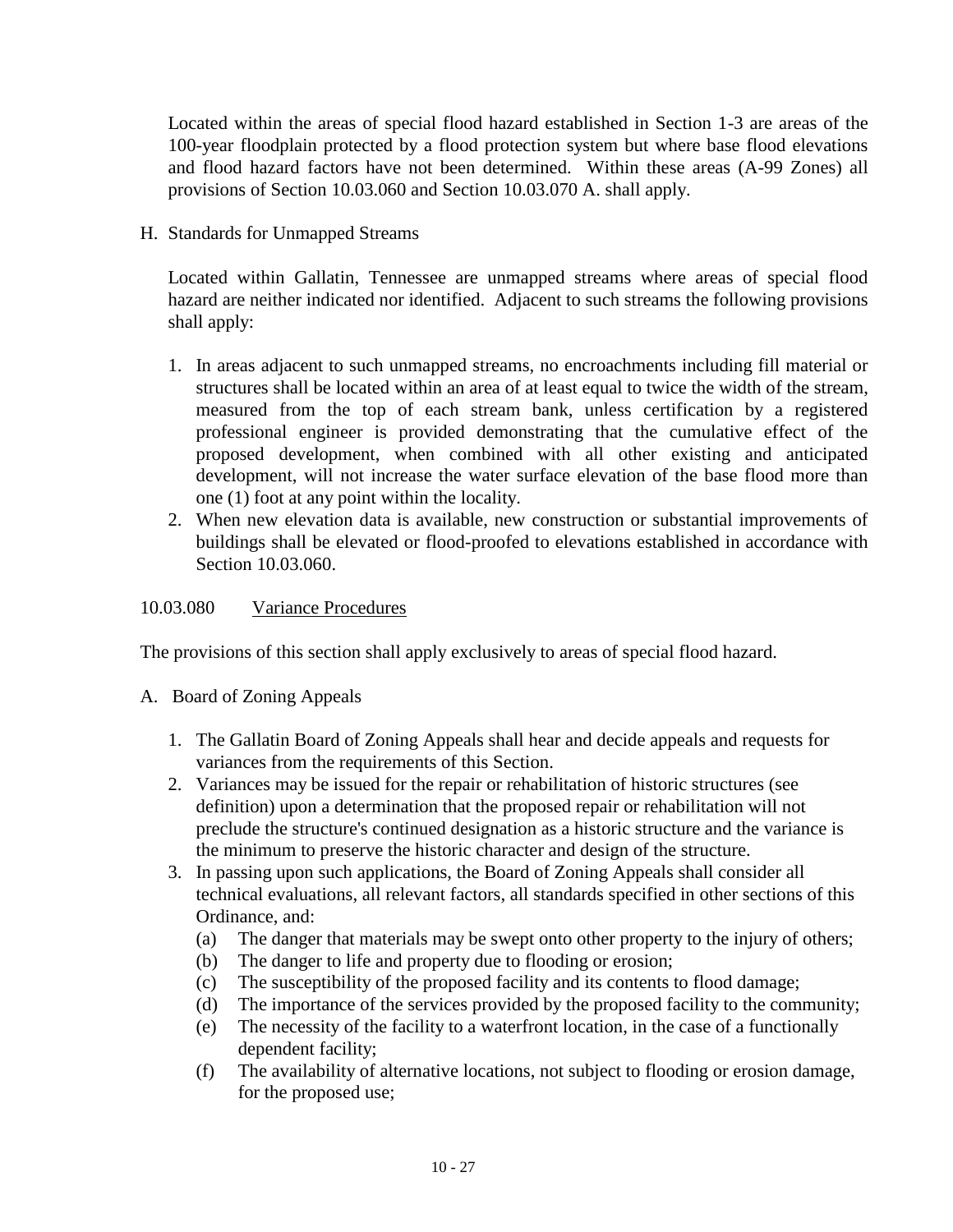Located within the areas of special flood hazard established in Section 1-3 are areas of the 100-year floodplain protected by a flood protection system but where base flood elevations and flood hazard factors have not been determined. Within these areas (A-99 Zones) all provisions of Section 10.03.060 and Section 10.03.070 A. shall apply.

H. Standards for Unmapped Streams

Located within Gallatin, Tennessee are unmapped streams where areas of special flood hazard are neither indicated nor identified. Adjacent to such streams the following provisions shall apply:

1. In areas adjacent to such unmapped streams, no encroachments including fill material or structures shall be located within an area of at least equal to twice the width of the stream, measured from the top of each stream bank, unless certification by a registered professional engineer is provided demonstrating that the cumulative effect of the proposed development, when combined with all other existing and anticipated development, will not increase the water surface elevation of the base flood more than one (1) foot at any point within the locality.
2. When new elevation data is available, new construction or substantial improvements of buildings shall be elevated or flood-proofed to elevations established in accordance with Section 10.03.060.

## 10.03.080 Variance Procedures

The provisions of this section shall apply exclusively to areas of special flood hazard.

A. Board of Zoning Appeals

1. The Gallatin Board of Zoning Appeals shall hear and decide appeals and requests for variances from the requirements of this Section.
2. Variances may be issued for the repair or rehabilitation of historic structures (see definition) upon a determination that the proposed repair or rehabilitation will not preclude the structure's continued designation as a historic structure and the variance is the minimum to preserve the historic character and design of the structure.
3. In passing upon such applications, the Board of Zoning Appeals shall consider all technical evaluations, all relevant factors, all standards specified in other sections of this Ordinance, and:
   - (a) The danger that materials may be swept onto other property to the injury of others;
   - (b) The danger to life and property due to flooding or erosion;
   - (c) The susceptibility of the proposed facility and its contents to flood damage;
   - (d) The importance of the services provided by the proposed facility to the community;
   - (e) The necessity of the facility to a waterfront location, in the case of a functionally dependent facility;
   - (f) The availability of alternative locations, not subject to flooding or erosion damage, for the proposed use;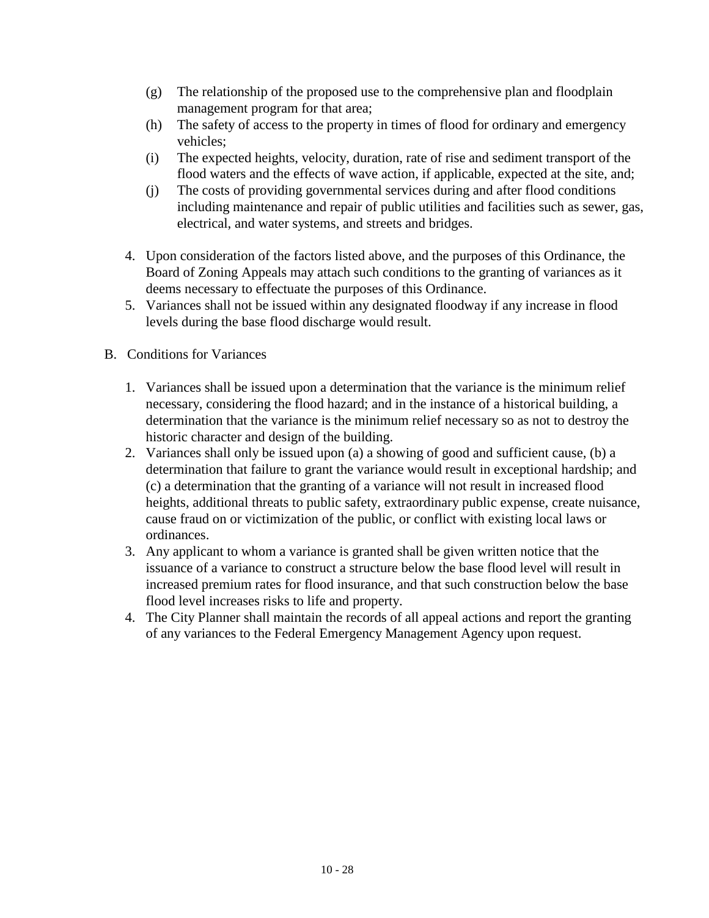(g) The relationship of the proposed use to the comprehensive plan and floodplain management program for that area;
   (h) The safety of access to the property in times of flood for ordinary and emergency vehicles;
   (i) The expected heights, velocity, duration, rate of rise and sediment transport of the flood waters and the effects of wave action, if applicable, expected at the site, and;
   (j) The costs of providing governmental services during and after flood conditions including maintenance and repair of public utilities and facilities such as sewer, gas, electrical, and water systems, and streets and bridges.

4. Upon consideration of the factors listed above, and the purposes of this Ordinance, the Board of Zoning Appeals may attach such conditions to the granting of variances as it deems necessary to effectuate the purposes of this Ordinance.
5. Variances shall not be issued within any designated floodway if any increase in flood levels during the base flood discharge would result.

B. Conditions for Variances

1. Variances shall be issued upon a determination that the variance is the minimum relief necessary, considering the flood hazard; and in the instance of a historical building, a determination that the variance is the minimum relief necessary so as not to destroy the historic character and design of the building.
2. Variances shall only be issued upon (a) a showing of good and sufficient cause, (b) a determination that failure to grant the variance would result in exceptional hardship; and (c) a determination that the granting of a variance will not result in increased flood heights, additional threats to public safety, extraordinary public expense, create nuisance, cause fraud on or victimization of the public, or conflict with existing local laws or ordinances.
3. Any applicant to whom a variance is granted shall be given written notice that the issuance of a variance to construct a structure below the base flood level will result in increased premium rates for flood insurance, and that such construction below the base flood level increases risks to life and property.
4. The City Planner shall maintain the records of all appeal actions and report the granting of any variances to the Federal Emergency Management Agency upon request.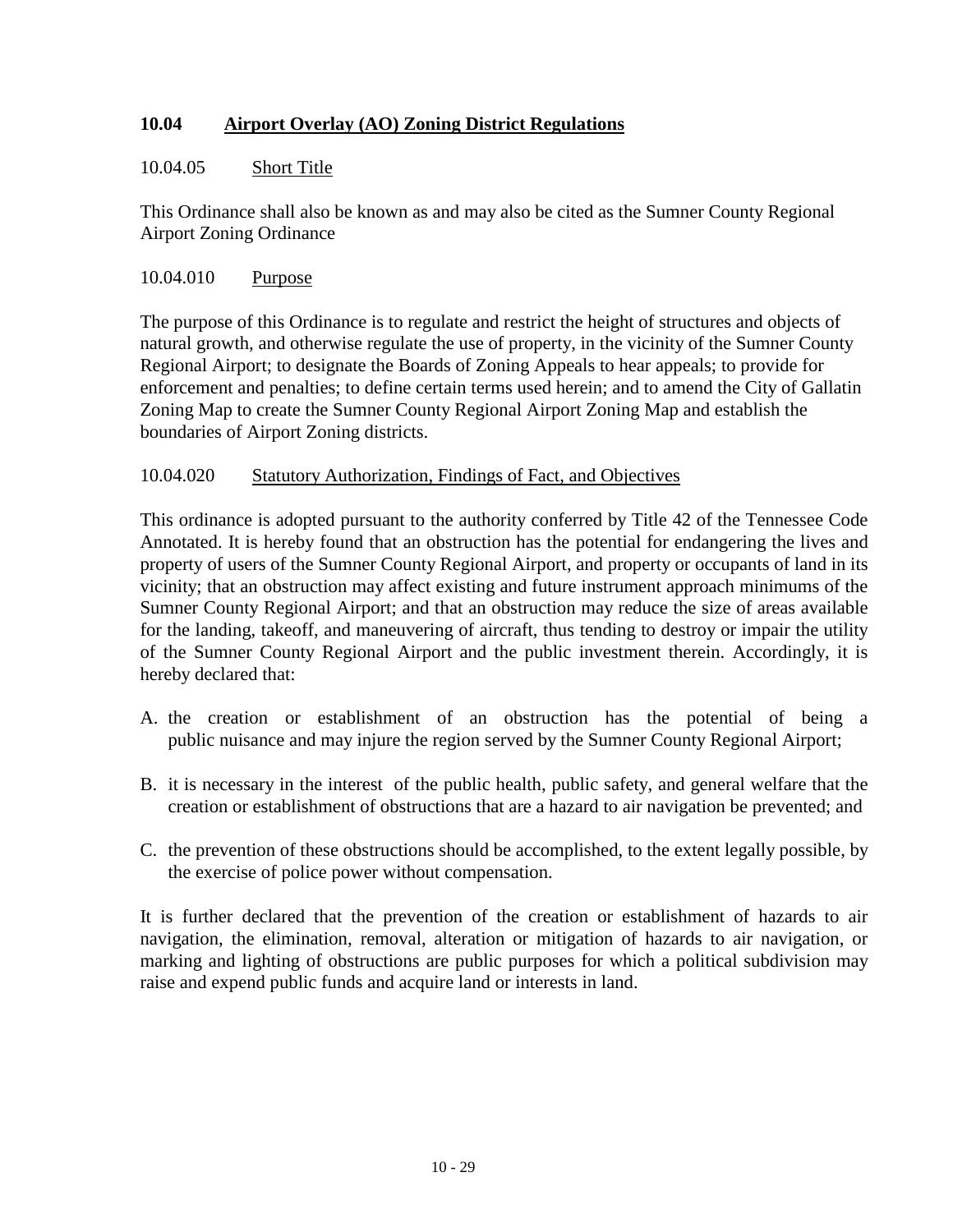## 10.04 Airport Overlay (AO) Zoning District Regulations

### 10.04.05 Short Title

This Ordinance shall also be known as and may also be cited as the Sumner County Regional Airport Zoning Ordinance

### 10.04.010 Purpose

The purpose of this Ordinance is to regulate and restrict the height of structures and objects of natural growth, and otherwise regulate the use of property, in the vicinity of the Sumner County Regional Airport; to designate the Boards of Zoning Appeals to hear appeals; to provide for enforcement and penalties; to define certain terms used herein; and to amend the City of Gallatin Zoning Map to create the Sumner County Regional Airport Zoning Map and establish the boundaries of Airport Zoning districts.

### 10.04.020 Statutory Authorization, Findings of Fact, and Objectives

This ordinance is adopted pursuant to the authority conferred by Title 42 of the Tennessee Code Annotated. It is hereby found that an obstruction has the potential for endangering the lives and property of users of the Sumner County Regional Airport, and property or occupants of land in its vicinity; that an obstruction may affect existing and future instrument approach minimums of the Sumner County Regional Airport; and that an obstruction may reduce the size of areas available for the landing, takeoff, and maneuvering of aircraft, thus tending to destroy or impair the utility of the Sumner County Regional Airport and the public investment therein. Accordingly, it is hereby declared that:

A. the creation or establishment of an obstruction has the potential of being a public nuisance and may injure the region served by the Sumner County Regional Airport;

B. it is necessary in the interest of the public health, public safety, and general welfare that the creation or establishment of obstructions that are a hazard to air navigation be prevented; and

C. the prevention of these obstructions should be accomplished, to the extent legally possible, by the exercise of police power without compensation.

It is further declared that the prevention of the creation or establishment of hazards to air navigation, the elimination, removal, alteration or mitigation of hazards to air navigation, or marking and lighting of obstructions are public purposes for which a political subdivision may raise and expend public funds and acquire land or interests in land.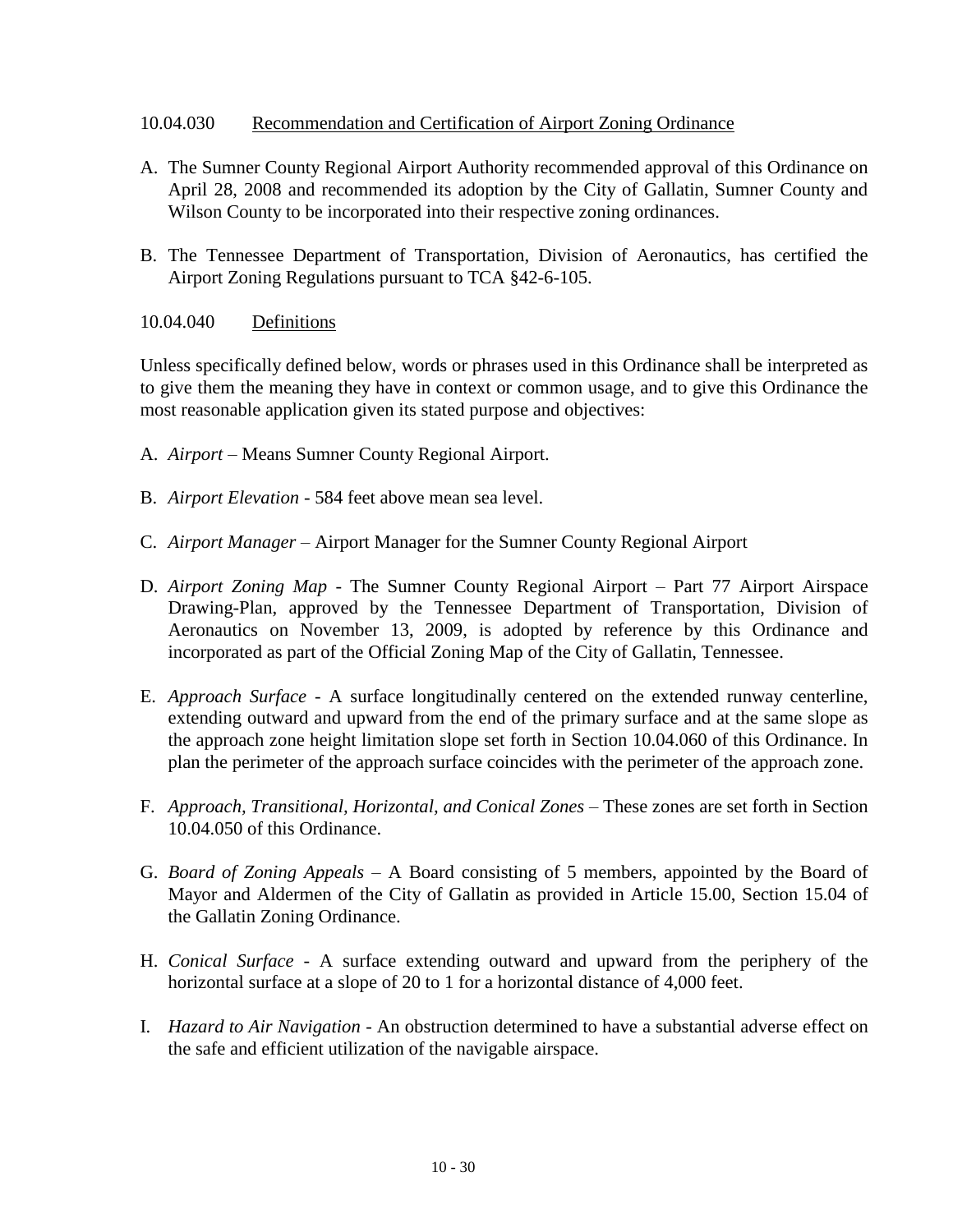### 10.04.030 Recommendation and Certification of Airport Zoning Ordinance

A. The Sumner County Regional Airport Authority recommended approval of this Ordinance on April 28, 2008 and recommended its adoption by the City of Gallatin, Sumner County and Wilson County to be incorporated into their respective zoning ordinances.

B. The Tennessee Department of Transportation, Division of Aeronautics, has certified the Airport Zoning Regulations pursuant to TCA §42-6-105.

### 10.04.040 Definitions

Unless specifically defined below, words or phrases used in this Ordinance shall be interpreted as to give them the meaning they have in context or common usage, and to give this Ordinance the most reasonable application given its stated purpose and objectives:

A. *Airport* – Means Sumner County Regional Airport.

B. *Airport Elevation* - 584 feet above mean sea level.

C. *Airport Manager* – Airport Manager for the Sumner County Regional Airport

D. *Airport Zoning Map* - The Sumner County Regional Airport – Part 77 Airport Airspace Drawing-Plan, approved by the Tennessee Department of Transportation, Division of Aeronautics on November 13, 2009, is adopted by reference by this Ordinance and incorporated as part of the Official Zoning Map of the City of Gallatin, Tennessee.

E. *Approach Surface* - A surface longitudinally centered on the extended runway centerline, extending outward and upward from the end of the primary surface and at the same slope as the approach zone height limitation slope set forth in Section 10.04.060 of this Ordinance. In plan the perimeter of the approach surface coincides with the perimeter of the approach zone.

F. *Approach, Transitional, Horizontal, and Conical Zones* – These zones are set forth in Section 10.04.050 of this Ordinance.

G. *Board of Zoning Appeals* – A Board consisting of 5 members, appointed by the Board of Mayor and Aldermen of the City of Gallatin as provided in Article 15.00, Section 15.04 of the Gallatin Zoning Ordinance.

H. *Conical Surface* - A surface extending outward and upward from the periphery of the horizontal surface at a slope of 20 to 1 for a horizontal distance of 4,000 feet.

I. *Hazard to Air Navigation* - An obstruction determined to have a substantial adverse effect on the safe and efficient utilization of the navigable airspace.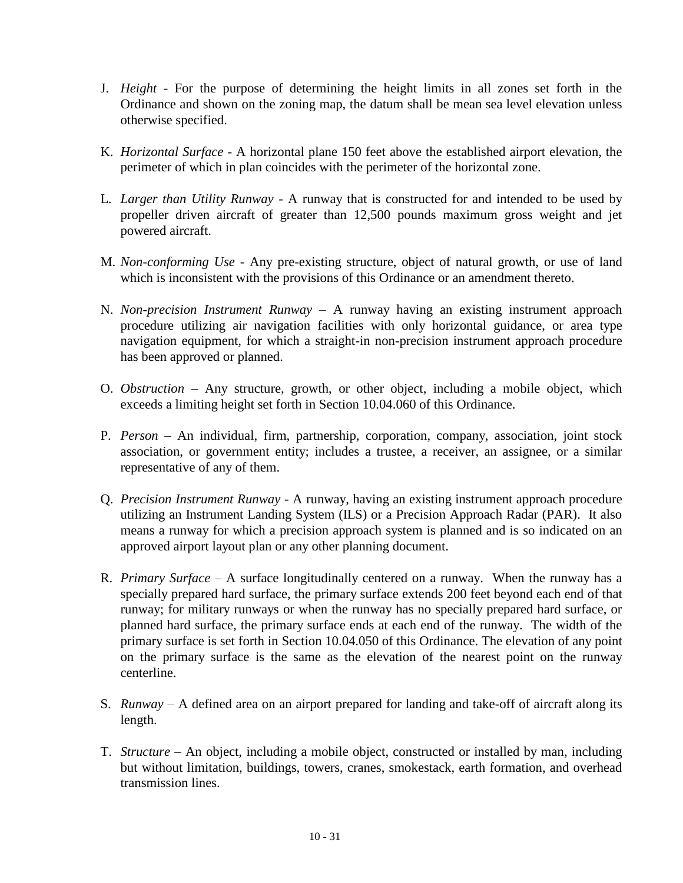J. *Height* - For the purpose of determining the height limits in all zones set forth in the Ordinance and shown on the zoning map, the datum shall be mean sea level elevation unless otherwise specified.

K. *Horizontal Surface* - A horizontal plane 150 feet above the established airport elevation, the perimeter of which in plan coincides with the perimeter of the horizontal zone.

L. *Larger than Utility Runway* - A runway that is constructed for and intended to be used by propeller driven aircraft of greater than 12,500 pounds maximum gross weight and jet powered aircraft.

M. *Non-conforming Use* - Any pre-existing structure, object of natural growth, or use of land which is inconsistent with the provisions of this Ordinance or an amendment thereto.

N. *Non-precision Instrument Runway* – A runway having an existing instrument approach procedure utilizing air navigation facilities with only horizontal guidance, or area type navigation equipment, for which a straight-in non-precision instrument approach procedure has been approved or planned.

O. *Obstruction* – Any structure, growth, or other object, including a mobile object, which exceeds a limiting height set forth in Section 10.04.060 of this Ordinance.

P. *Person* – An individual, firm, partnership, corporation, company, association, joint stock association, or government entity; includes a trustee, a receiver, an assignee, or a similar representative of any of them.

Q. *Precision Instrument Runway* - A runway, having an existing instrument approach procedure utilizing an Instrument Landing System (ILS) or a Precision Approach Radar (PAR). It also means a runway for which a precision approach system is planned and is so indicated on an approved airport layout plan or any other planning document.

R. *Primary Surface* – A surface longitudinally centered on a runway. When the runway has a specially prepared hard surface, the primary surface extends 200 feet beyond each end of that runway; for military runways or when the runway has no specially prepared hard surface, or planned hard surface, the primary surface ends at each end of the runway. The width of the primary surface is set forth in Section 10.04.050 of this Ordinance. The elevation of any point on the primary surface is the same as the elevation of the nearest point on the runway centerline.

S. *Runway* – A defined area on an airport prepared for landing and take-off of aircraft along its length.

T. *Structure* – An object, including a mobile object, constructed or installed by man, including but without limitation, buildings, towers, cranes, smokestack, earth formation, and overhead transmission lines.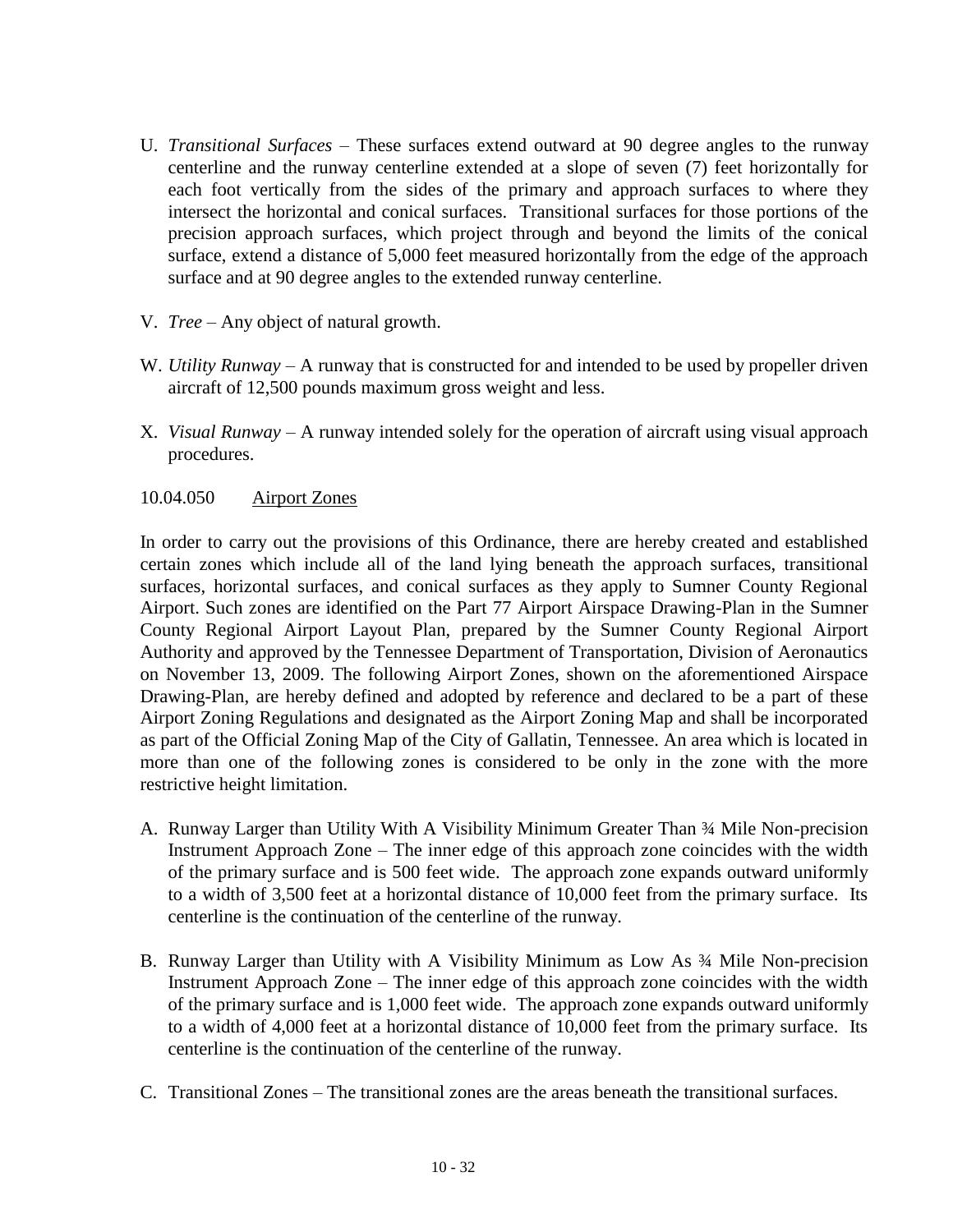U. *Transitional Surfaces* – These surfaces extend outward at 90 degree angles to the runway centerline and the runway centerline extended at a slope of seven (7) feet horizontally for each foot vertically from the sides of the primary and approach surfaces to where they intersect the horizontal and conical surfaces. Transitional surfaces for those portions of the precision approach surfaces, which project through and beyond the limits of the conical surface, extend a distance of 5,000 feet measured horizontally from the edge of the approach surface and at 90 degree angles to the extended runway centerline.

V. *Tree* – Any object of natural growth.

W. *Utility Runway* – A runway that is constructed for and intended to be used by propeller driven aircraft of 12,500 pounds maximum gross weight and less.

X. *Visual Runway* – A runway intended solely for the operation of aircraft using visual approach procedures.

10.04.050 Airport Zones

In order to carry out the provisions of this Ordinance, there are hereby created and established certain zones which include all of the land lying beneath the approach surfaces, transitional surfaces, horizontal surfaces, and conical surfaces as they apply to Sumner County Regional Airport. Such zones are identified on the Part 77 Airport Airspace Drawing-Plan in the Sumner County Regional Airport Layout Plan, prepared by the Sumner County Regional Airport Authority and approved by the Tennessee Department of Transportation, Division of Aeronautics on November 13, 2009. The following Airport Zones, shown on the aforementioned Airspace Drawing-Plan, are hereby defined and adopted by reference and declared to be a part of these Airport Zoning Regulations and designated as the Airport Zoning Map and shall be incorporated as part of the Official Zoning Map of the City of Gallatin, Tennessee. An area which is located in more than one of the following zones is considered to be only in the zone with the more restrictive height limitation.

A. Runway Larger than Utility With A Visibility Minimum Greater Than ¾ Mile Non-precision Instrument Approach Zone – The inner edge of this approach zone coincides with the width of the primary surface and is 500 feet wide. The approach zone expands outward uniformly to a width of 3,500 feet at a horizontal distance of 10,000 feet from the primary surface. Its centerline is the continuation of the centerline of the runway.

B. Runway Larger than Utility with A Visibility Minimum as Low As ¾ Mile Non-precision Instrument Approach Zone – The inner edge of this approach zone coincides with the width of the primary surface and is 1,000 feet wide. The approach zone expands outward uniformly to a width of 4,000 feet at a horizontal distance of 10,000 feet from the primary surface. Its centerline is the continuation of the centerline of the runway.

C. Transitional Zones – The transitional zones are the areas beneath the transitional surfaces.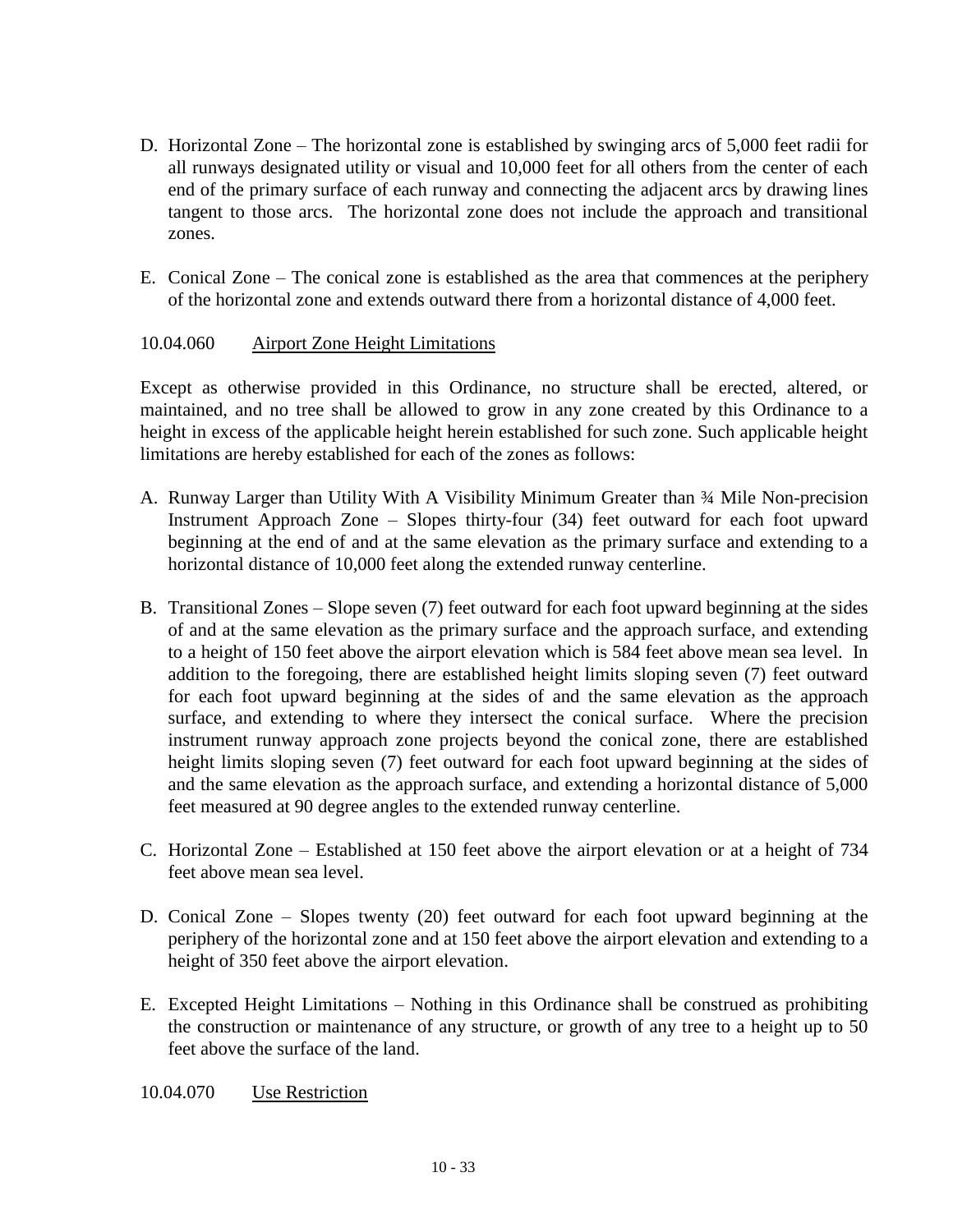D. Horizontal Zone – The horizontal zone is established by swinging arcs of 5,000 feet radii for all runways designated utility or visual and 10,000 feet for all others from the center of each end of the primary surface of each runway and connecting the adjacent arcs by drawing lines tangent to those arcs. The horizontal zone does not include the approach and transitional zones.

E. Conical Zone – The conical zone is established as the area that commences at the periphery of the horizontal zone and extends outward there from a horizontal distance of 4,000 feet.

### 10.04.060 Airport Zone Height Limitations

Except as otherwise provided in this Ordinance, no structure shall be erected, altered, or maintained, and no tree shall be allowed to grow in any zone created by this Ordinance to a height in excess of the applicable height herein established for such zone. Such applicable height limitations are hereby established for each of the zones as follows:

A. Runway Larger than Utility With A Visibility Minimum Greater than ¾ Mile Non-precision Instrument Approach Zone – Slopes thirty-four (34) feet outward for each foot upward beginning at the end of and at the same elevation as the primary surface and extending to a horizontal distance of 10,000 feet along the extended runway centerline.

B. Transitional Zones – Slope seven (7) feet outward for each foot upward beginning at the sides of and at the same elevation as the primary surface and the approach surface, and extending to a height of 150 feet above the airport elevation which is 584 feet above mean sea level. In addition to the foregoing, there are established height limits sloping seven (7) feet outward for each foot upward beginning at the sides of and the same elevation as the approach surface, and extending to where they intersect the conical surface. Where the precision instrument runway approach zone projects beyond the conical zone, there are established height limits sloping seven (7) feet outward for each foot upward beginning at the sides of and the same elevation as the approach surface, and extending a horizontal distance of 5,000 feet measured at 90 degree angles to the extended runway centerline.

C. Horizontal Zone – Established at 150 feet above the airport elevation or at a height of 734 feet above mean sea level.

D. Conical Zone – Slopes twenty (20) feet outward for each foot upward beginning at the periphery of the horizontal zone and at 150 feet above the airport elevation and extending to a height of 350 feet above the airport elevation.

E. Excepted Height Limitations – Nothing in this Ordinance shall be construed as prohibiting the construction or maintenance of any structure, or growth of any tree to a height up to 50 feet above the surface of the land.

### 10.04.070 Use Restriction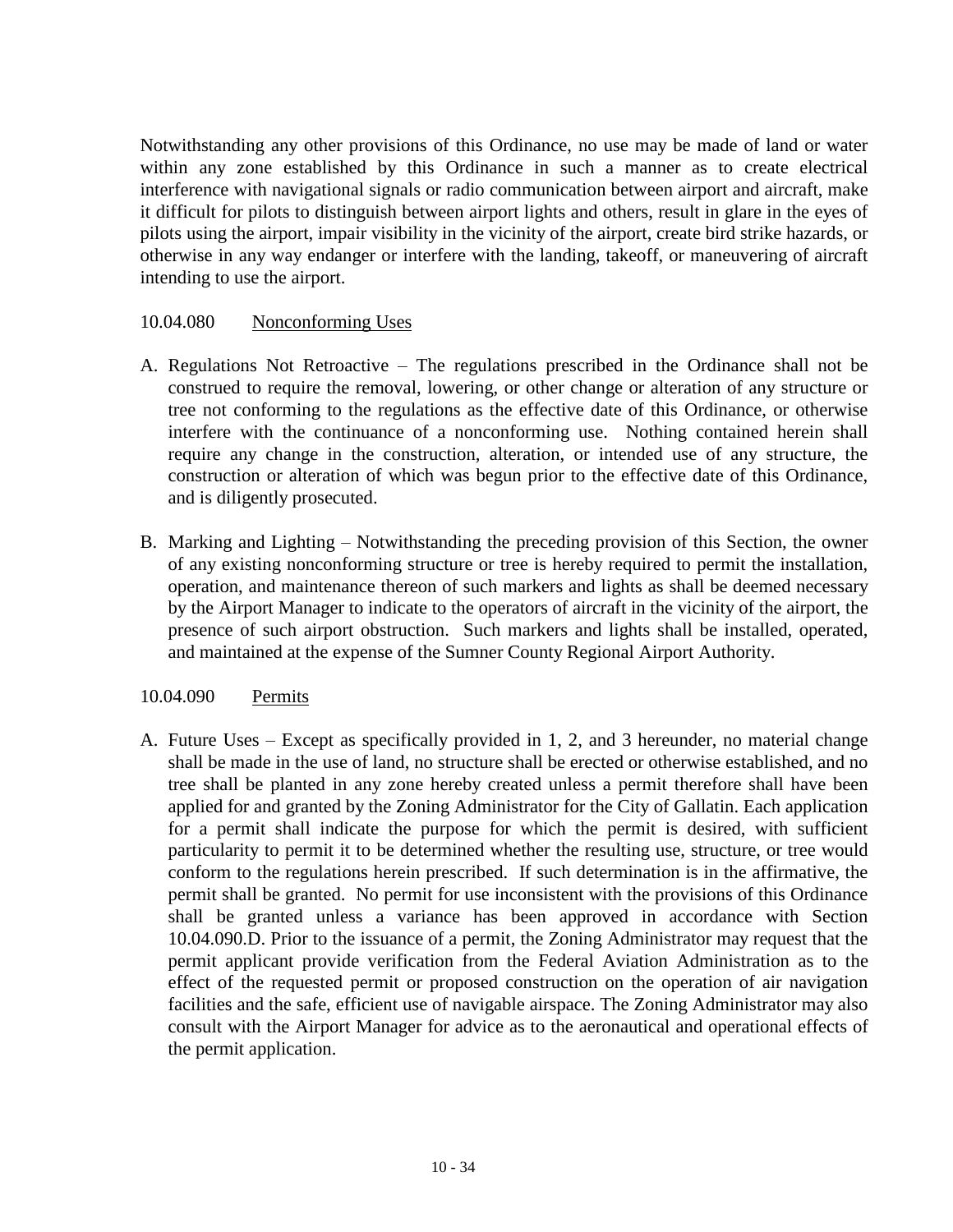Notwithstanding any other provisions of this Ordinance, no use may be made of land or water within any zone established by this Ordinance in such a manner as to create electrical interference with navigational signals or radio communication between airport and aircraft, make it difficult for pilots to distinguish between airport lights and others, result in glare in the eyes of pilots using the airport, impair visibility in the vicinity of the airport, create bird strike hazards, or otherwise in any way endanger or interfere with the landing, takeoff, or maneuvering of aircraft intending to use the airport.

10.04.080 Nonconforming Uses

A. Regulations Not Retroactive – The regulations prescribed in the Ordinance shall not be construed to require the removal, lowering, or other change or alteration of any structure or tree not conforming to the regulations as the effective date of this Ordinance, or otherwise interfere with the continuance of a nonconforming use. Nothing contained herein shall require any change in the construction, alteration, or intended use of any structure, the construction or alteration of which was begun prior to the effective date of this Ordinance, and is diligently prosecuted.

B. Marking and Lighting – Notwithstanding the preceding provision of this Section, the owner of any existing nonconforming structure or tree is hereby required to permit the installation, operation, and maintenance thereon of such markers and lights as shall be deemed necessary by the Airport Manager to indicate to the operators of aircraft in the vicinity of the airport, the presence of such airport obstruction. Such markers and lights shall be installed, operated, and maintained at the expense of the Sumner County Regional Airport Authority.

10.04.090 Permits

A. Future Uses – Except as specifically provided in 1, 2, and 3 hereunder, no material change shall be made in the use of land, no structure shall be erected or otherwise established, and no tree shall be planted in any zone hereby created unless a permit therefore shall have been applied for and granted by the Zoning Administrator for the City of Gallatin. Each application for a permit shall indicate the purpose for which the permit is desired, with sufficient particularity to permit it to be determined whether the resulting use, structure, or tree would conform to the regulations herein prescribed. If such determination is in the affirmative, the permit shall be granted. No permit for use inconsistent with the provisions of this Ordinance shall be granted unless a variance has been approved in accordance with Section 10.04.090.D. Prior to the issuance of a permit, the Zoning Administrator may request that the permit applicant provide verification from the Federal Aviation Administration as to the effect of the requested permit or proposed construction on the operation of air navigation facilities and the safe, efficient use of navigable airspace. The Zoning Administrator may also consult with the Airport Manager for advice as to the aeronautical and operational effects of the permit application.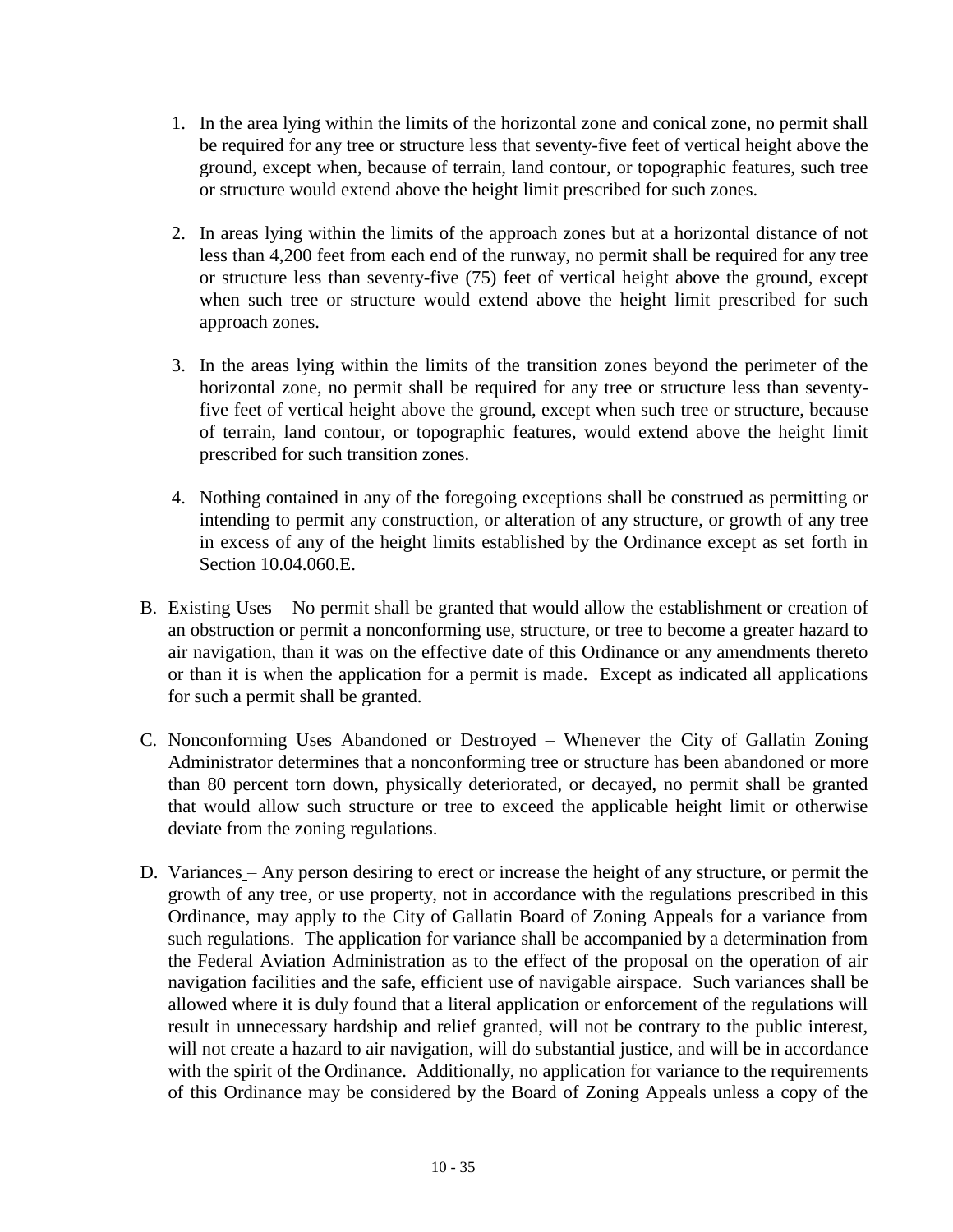1. In the area lying within the limits of the horizontal zone and conical zone, no permit shall be required for any tree or structure less that seventy-five feet of vertical height above the ground, except when, because of terrain, land contour, or topographic features, such tree or structure would extend above the height limit prescribed for such zones.

2. In areas lying within the limits of the approach zones but at a horizontal distance of not less than 4,200 feet from each end of the runway, no permit shall be required for any tree or structure less than seventy-five (75) feet of vertical height above the ground, except when such tree or structure would extend above the height limit prescribed for such approach zones.

3. In the areas lying within the limits of the transition zones beyond the perimeter of the horizontal zone, no permit shall be required for any tree or structure less than seventy-five feet of vertical height above the ground, except when such tree or structure, because of terrain, land contour, or topographic features, would extend above the height limit prescribed for such transition zones.

4. Nothing contained in any of the foregoing exceptions shall be construed as permitting or intending to permit any construction, or alteration of any structure, or growth of any tree in excess of any of the height limits established by the Ordinance except as set forth in Section 10.04.060.E.

B. Existing Uses – No permit shall be granted that would allow the establishment or creation of an obstruction or permit a nonconforming use, structure, or tree to become a greater hazard to air navigation, than it was on the effective date of this Ordinance or any amendments thereto or than it is when the application for a permit is made. Except as indicated all applications for such a permit shall be granted.

C. Nonconforming Uses Abandoned or Destroyed – Whenever the City of Gallatin Zoning Administrator determines that a nonconforming tree or structure has been abandoned or more than 80 percent torn down, physically deteriorated, or decayed, no permit shall be granted that would allow such structure or tree to exceed the applicable height limit or otherwise deviate from the zoning regulations.

D. Variances – Any person desiring to erect or increase the height of any structure, or permit the growth of any tree, or use property, not in accordance with the regulations prescribed in this Ordinance, may apply to the City of Gallatin Board of Zoning Appeals for a variance from such regulations. The application for variance shall be accompanied by a determination from the Federal Aviation Administration as to the effect of the proposal on the operation of air navigation facilities and the safe, efficient use of navigable airspace. Such variances shall be allowed where it is duly found that a literal application or enforcement of the regulations will result in unnecessary hardship and relief granted, will not be contrary to the public interest, will not create a hazard to air navigation, will do substantial justice, and will be in accordance with the spirit of the Ordinance. Additionally, no application for variance to the requirements of this Ordinance may be considered by the Board of Zoning Appeals unless a copy of the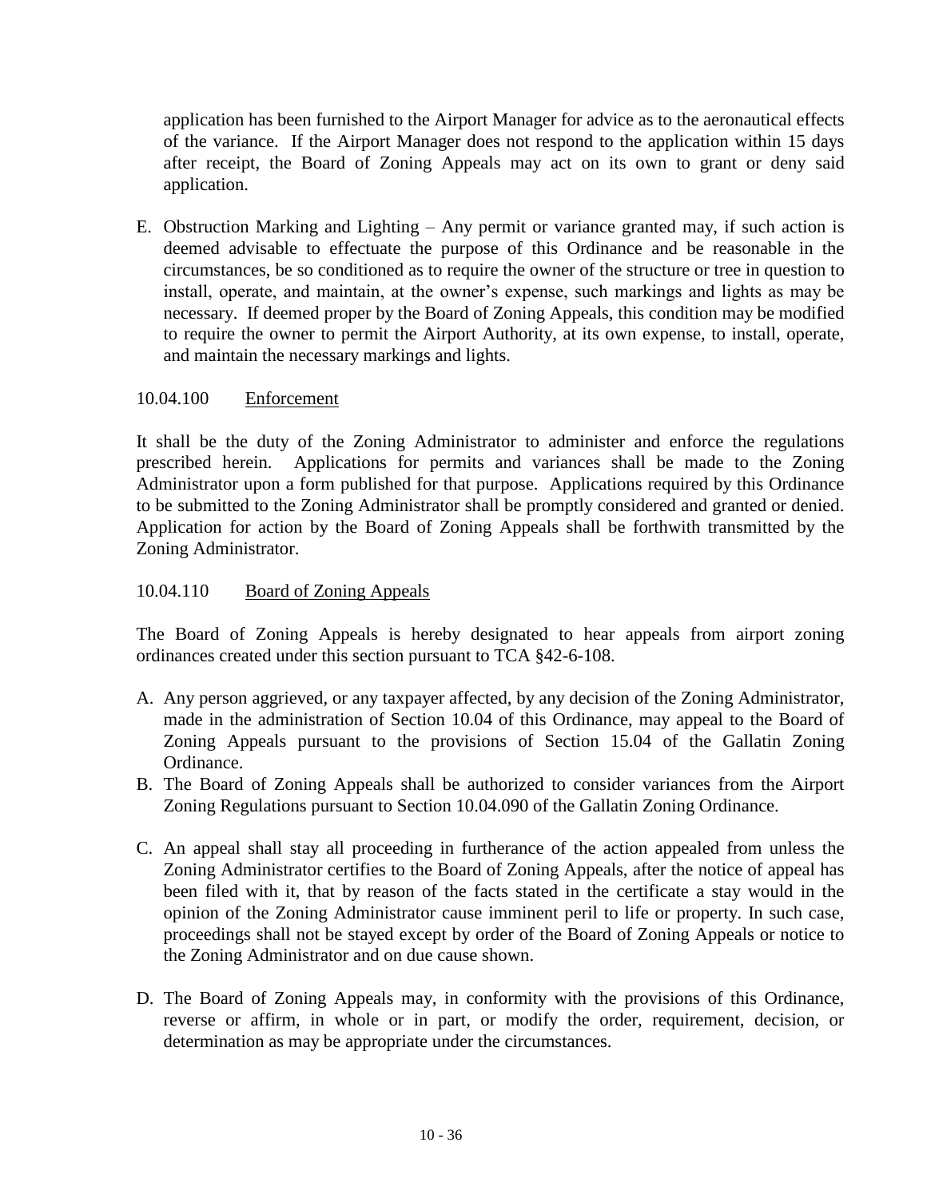application has been furnished to the Airport Manager for advice as to the aeronautical effects of the variance. If the Airport Manager does not respond to the application within 15 days after receipt, the Board of Zoning Appeals may act on its own to grant or deny said application.

E. Obstruction Marking and Lighting – Any permit or variance granted may, if such action is deemed advisable to effectuate the purpose of this Ordinance and be reasonable in the circumstances, be so conditioned as to require the owner of the structure or tree in question to install, operate, and maintain, at the owner's expense, such markings and lights as may be necessary. If deemed proper by the Board of Zoning Appeals, this condition may be modified to require the owner to permit the Airport Authority, at its own expense, to install, operate, and maintain the necessary markings and lights.

10.04.100 Enforcement

It shall be the duty of the Zoning Administrator to administer and enforce the regulations prescribed herein. Applications for permits and variances shall be made to the Zoning Administrator upon a form published for that purpose. Applications required by this Ordinance to be submitted to the Zoning Administrator shall be promptly considered and granted or denied. Application for action by the Board of Zoning Appeals shall be forthwith transmitted by the Zoning Administrator.

10.04.110 Board of Zoning Appeals

The Board of Zoning Appeals is hereby designated to hear appeals from airport zoning ordinances created under this section pursuant to TCA §42-6-108.

A. Any person aggrieved, or any taxpayer affected, by any decision of the Zoning Administrator, made in the administration of Section 10.04 of this Ordinance, may appeal to the Board of Zoning Appeals pursuant to the provisions of Section 15.04 of the Gallatin Zoning Ordinance.
B. The Board of Zoning Appeals shall be authorized to consider variances from the Airport Zoning Regulations pursuant to Section 10.04.090 of the Gallatin Zoning Ordinance.

C. An appeal shall stay all proceeding in furtherance of the action appealed from unless the Zoning Administrator certifies to the Board of Zoning Appeals, after the notice of appeal has been filed with it, that by reason of the facts stated in the certificate a stay would in the opinion of the Zoning Administrator cause imminent peril to life or property. In such case, proceedings shall not be stayed except by order of the Board of Zoning Appeals or notice to the Zoning Administrator and on due cause shown.

D. The Board of Zoning Appeals may, in conformity with the provisions of this Ordinance, reverse or affirm, in whole or in part, or modify the order, requirement, decision, or determination as may be appropriate under the circumstances.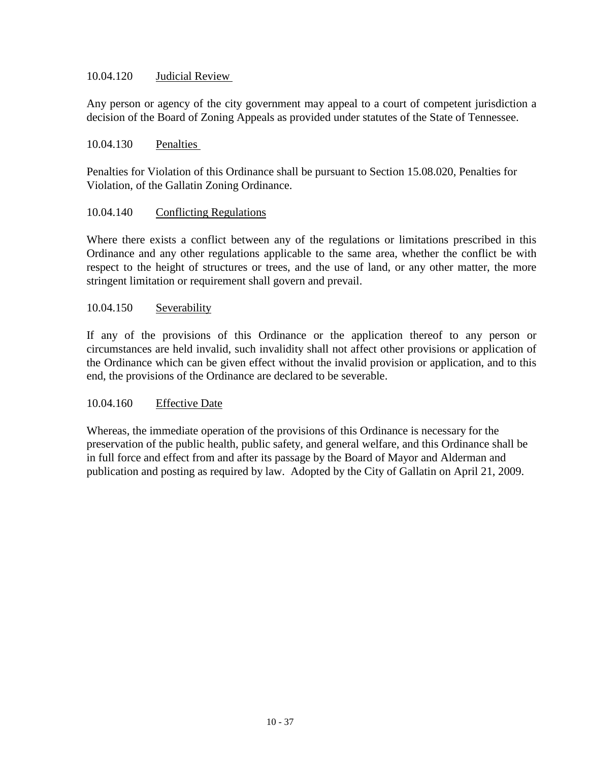### 10.04.120 Judicial Review

Any person or agency of the city government may appeal to a court of competent jurisdiction a decision of the Board of Zoning Appeals as provided under statutes of the State of Tennessee.

### 10.04.130 Penalties

Penalties for Violation of this Ordinance shall be pursuant to Section 15.08.020, Penalties for Violation, of the Gallatin Zoning Ordinance.

### 10.04.140 Conflicting Regulations

Where there exists a conflict between any of the regulations or limitations prescribed in this Ordinance and any other regulations applicable to the same area, whether the conflict be with respect to the height of structures or trees, and the use of land, or any other matter, the more stringent limitation or requirement shall govern and prevail.

### 10.04.150 Severability

If any of the provisions of this Ordinance or the application thereof to any person or circumstances are held invalid, such invalidity shall not affect other provisions or application of the Ordinance which can be given effect without the invalid provision or application, and to this end, the provisions of the Ordinance are declared to be severable.

### 10.04.160 Effective Date

Whereas, the immediate operation of the provisions of this Ordinance is necessary for the preservation of the public health, public safety, and general welfare, and this Ordinance shall be in full force and effect from and after its passage by the Board of Mayor and Alderman and publication and posting as required by law. Adopted by the City of Gallatin on April 21, 2009.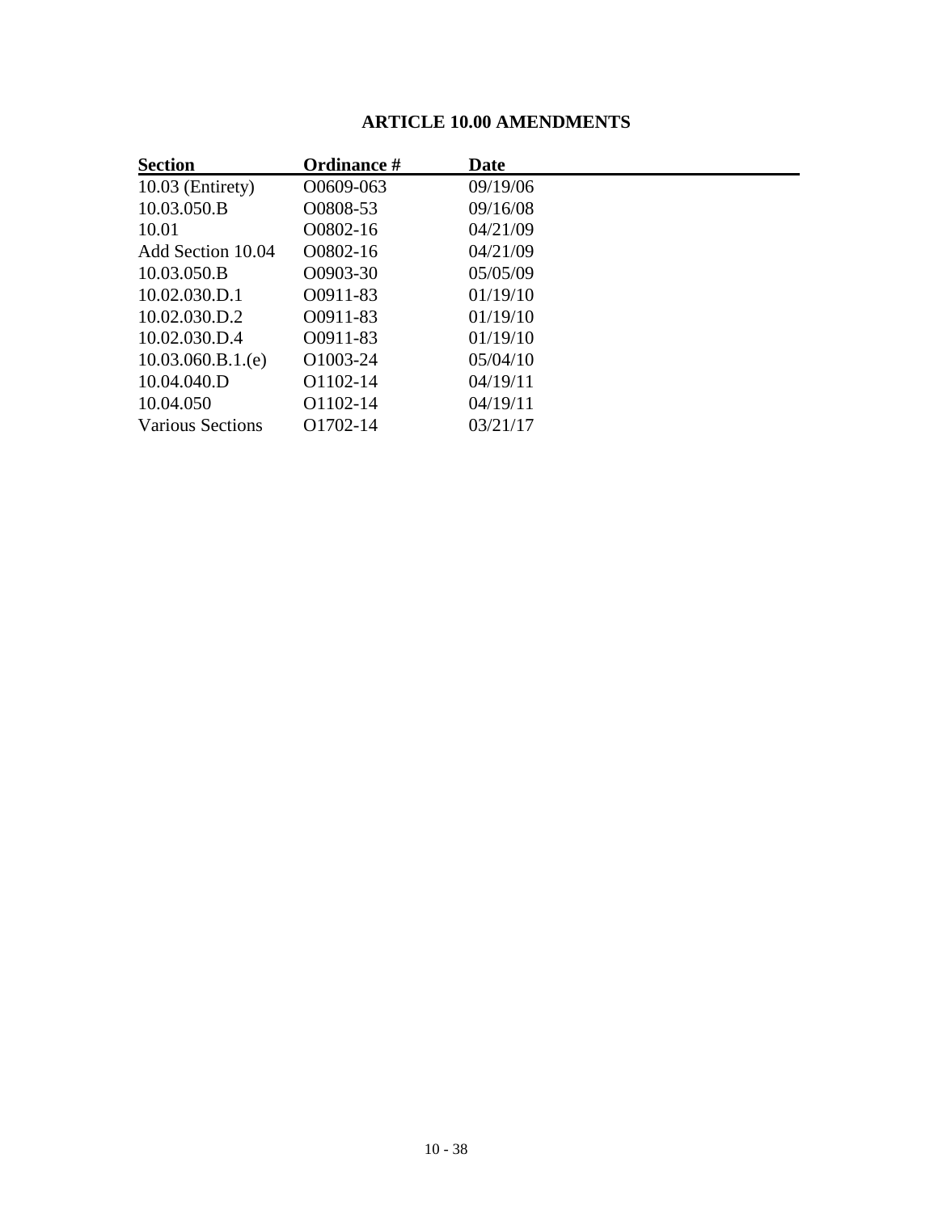# ARTICLE 10.00 AMENDMENTS

| Section | Ordinance # | Date |
|---|---|---|
| 10.03 (Entirety) | O0609-063 | 09/19/06 |
| 10.03.050.B | O0808-53 | 09/16/08 |
| 10.01 | O0802-16 | 04/21/09 |
| Add Section 10.04 | O0802-16 | 04/21/09 |
| 10.03.050.B | O0903-30 | 05/05/09 |
| 10.02.030.D.1 | O0911-83 | 01/19/10 |
| 10.02.030.D.2 | O0911-83 | 01/19/10 |
| 10.02.030.D.4 | O0911-83 | 01/19/10 |
| 10.03.060.B.1.(e) | O1003-24 | 05/04/10 |
| 10.04.040.D | O1102-14 | 04/19/11 |
| 10.04.050 | O1102-14 | 04/19/11 |
| Various Sections | O1702-14 | 03/21/17 |